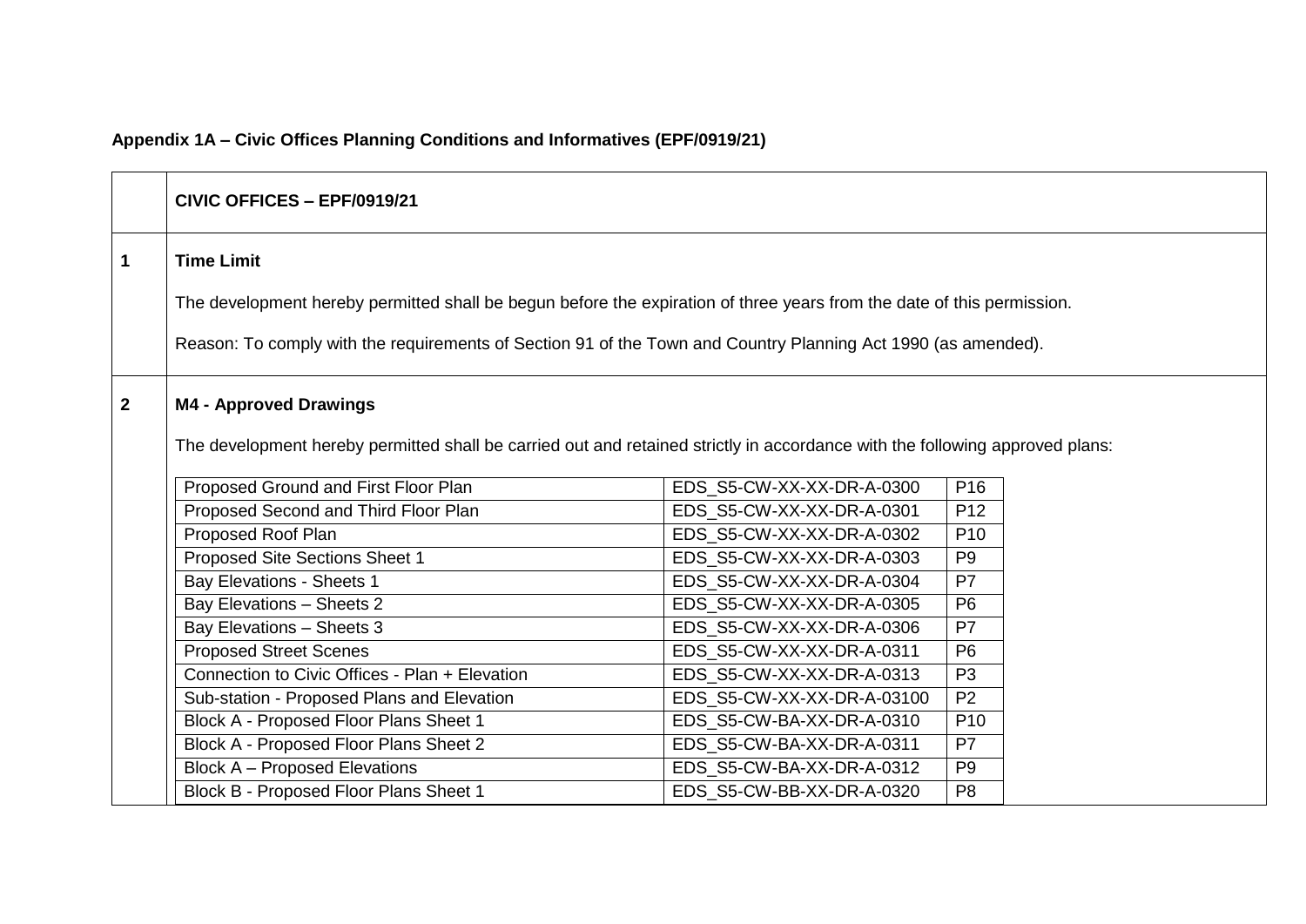**Appendix 1A – Civic Offices Planning Conditions and Informatives (EPF/0919/21)**

**CIVIC OFFICES – EPF/0919/21**

**1 Time Limit**

The development hereby permitted shall be begun before the expiration of three years from the date of this permission.

Reason: To comply with the requirements of Section 91 of the Town and Country Planning Act 1990 (as amended).

**2 M4 - Approved Drawings**

The development hereby permitted shall be carried out and retained strictly in accordance with the following approved plans:

| Drawing | Reference | Revision |
|---|---|---|
| Proposed Ground and First Floor Plan | EDS_S5-CW-XX-XX-DR-A-0300 | P16 |
| Proposed Second and Third Floor Plan | EDS_S5-CW-XX-XX-DR-A-0301 | P12 |
| Proposed Roof Plan | EDS_S5-CW-XX-XX-DR-A-0302 | P10 |
| Proposed Site Sections Sheet 1 | EDS_S5-CW-XX-XX-DR-A-0303 | P9 |
| Bay Elevations - Sheets 1 | EDS_S5-CW-XX-XX-DR-A-0304 | P7 |
| Bay Elevations – Sheets 2 | EDS_S5-CW-XX-XX-DR-A-0305 | P6 |
| Bay Elevations – Sheets 3 | EDS_S5-CW-XX-XX-DR-A-0306 | P7 |
| Proposed Street Scenes | EDS_S5-CW-XX-XX-DR-A-0311 | P6 |
| Connection to Civic Offices - Plan + Elevation | EDS_S5-CW-XX-XX-DR-A-0313 | P3 |
| Sub-station - Proposed Plans and Elevation | EDS_S5-CW-XX-XX-DR-A-03100 | P2 |
| Block A - Proposed Floor Plans Sheet 1 | EDS_S5-CW-BA-XX-DR-A-0310 | P10 |
| Block A - Proposed Floor Plans Sheet 2 | EDS_S5-CW-BA-XX-DR-A-0311 | P7 |
| Block A – Proposed Elevations | EDS_S5-CW-BA-XX-DR-A-0312 | P9 |
| Block B - Proposed Floor Plans Sheet 1 | EDS_S5-CW-BB-XX-DR-A-0320 | P8 |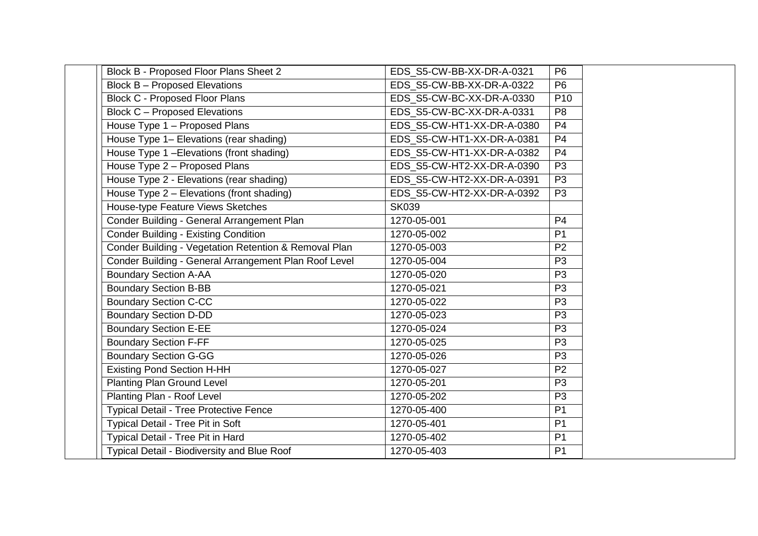| | | | | |
|---|---|---|---|---|
| | Block B - Proposed Floor Plans Sheet 2 | EDS_S5-CW-BB-XX-DR-A-0321 | P6 | |
| | Block B – Proposed Elevations | EDS_S5-CW-BB-XX-DR-A-0322 | P6 | |
| | Block C - Proposed Floor Plans | EDS_S5-CW-BC-XX-DR-A-0330 | P10 | |
| | Block C – Proposed Elevations | EDS_S5-CW-BC-XX-DR-A-0331 | P8 | |
| | House Type 1 – Proposed Plans | EDS_S5-CW-HT1-XX-DR-A-0380 | P4 | |
| | House Type 1– Elevations (rear shading) | EDS_S5-CW-HT1-XX-DR-A-0381 | P4 | |
| | House Type 1 –Elevations (front shading) | EDS_S5-CW-HT1-XX-DR-A-0382 | P4 | |
| | House Type 2 – Proposed Plans | EDS_S5-CW-HT2-XX-DR-A-0390 | P3 | |
| | House Type 2 - Elevations (rear shading) | EDS_S5-CW-HT2-XX-DR-A-0391 | P3 | |
| | House Type 2 – Elevations (front shading) | EDS_S5-CW-HT2-XX-DR-A-0392 | P3 | |
| | House-type Feature Views Sketches | SK039 | | |
| | Conder Building - General Arrangement Plan | 1270-05-001 | P4 | |
| | Conder Building - Existing Condition | 1270-05-002 | P1 | |
| | Conder Building - Vegetation Retention & Removal Plan | 1270-05-003 | P2 | |
| | Conder Building - General Arrangement Plan Roof Level | 1270-05-004 | P3 | |
| | Boundary Section A-AA | 1270-05-020 | P3 | |
| | Boundary Section B-BB | 1270-05-021 | P3 | |
| | Boundary Section C-CC | 1270-05-022 | P3 | |
| | Boundary Section D-DD | 1270-05-023 | P3 | |
| | Boundary Section E-EE | 1270-05-024 | P3 | |
| | Boundary Section F-FF | 1270-05-025 | P3 | |
| | Boundary Section G-GG | 1270-05-026 | P3 | |
| | Existing Pond Section H-HH | 1270-05-027 | P2 | |
| | Planting Plan Ground Level | 1270-05-201 | P3 | |
| | Planting Plan - Roof Level | 1270-05-202 | P3 | |
| | Typical Detail - Tree Protective Fence | 1270-05-400 | P1 | |
| | Typical Detail - Tree Pit in Soft | 1270-05-401 | P1 | |
| | Typical Detail - Tree Pit in Hard | 1270-05-402 | P1 | |
| | Typical Detail - Biodiversity and Blue Roof | 1270-05-403 | P1 | |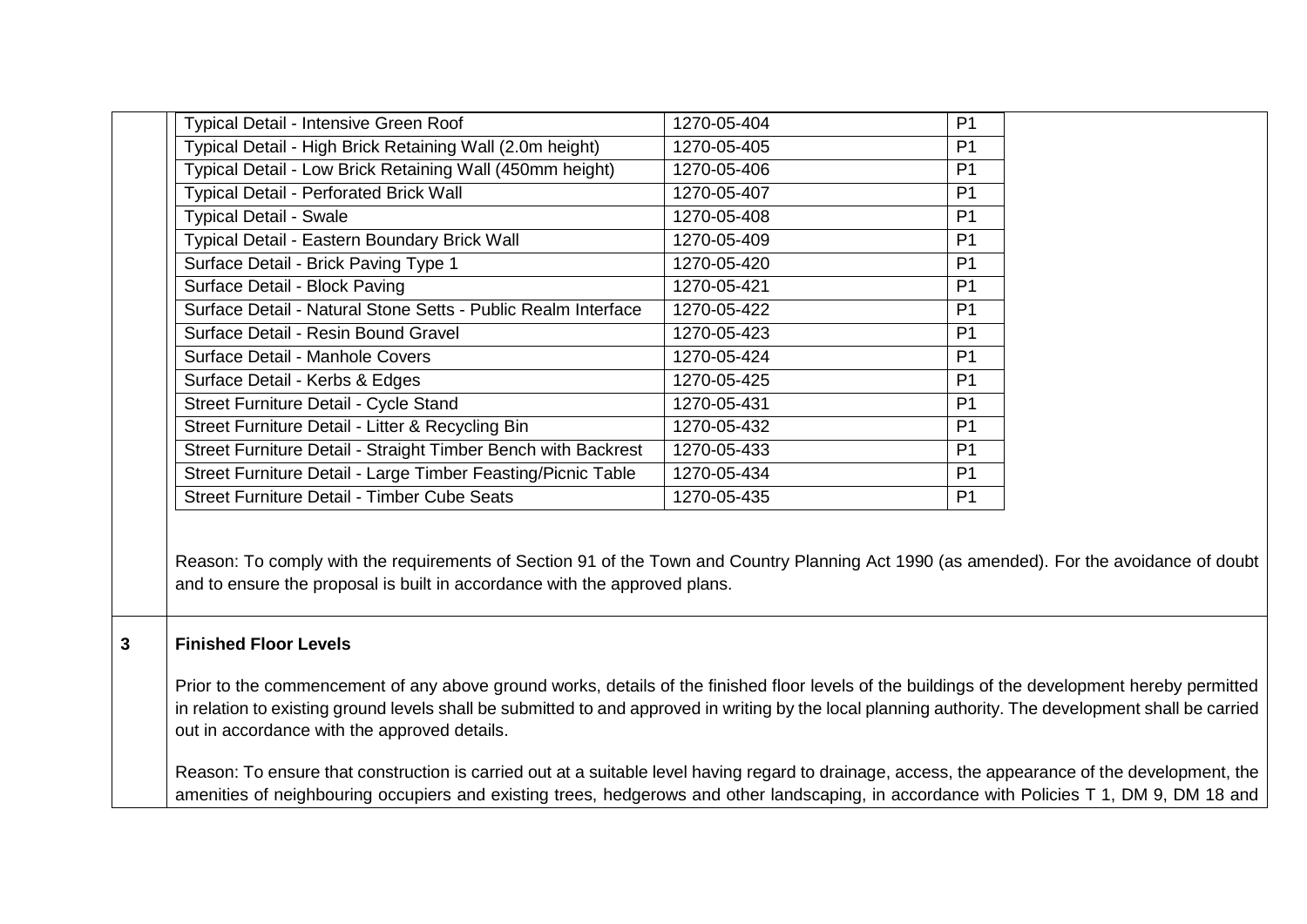| Typical Detail - Intensive Green Roof | 1270-05-404 | P1 |
|---|---|---|
| Typical Detail - High Brick Retaining Wall (2.0m height) | 1270-05-405 | P1 |
| Typical Detail - Low Brick Retaining Wall (450mm height) | 1270-05-406 | P1 |
| Typical Detail - Perforated Brick Wall | 1270-05-407 | P1 |
| Typical Detail - Swale | 1270-05-408 | P1 |
| Typical Detail - Eastern Boundary Brick Wall | 1270-05-409 | P1 |
| Surface Detail - Brick Paving Type 1 | 1270-05-420 | P1 |
| Surface Detail - Block Paving | 1270-05-421 | P1 |
| Surface Detail - Natural Stone Setts - Public Realm Interface | 1270-05-422 | P1 |
| Surface Detail - Resin Bound Gravel | 1270-05-423 | P1 |
| Surface Detail - Manhole Covers | 1270-05-424 | P1 |
| Surface Detail - Kerbs & Edges | 1270-05-425 | P1 |
| Street Furniture Detail - Cycle Stand | 1270-05-431 | P1 |
| Street Furniture Detail - Litter & Recycling Bin | 1270-05-432 | P1 |
| Street Furniture Detail - Straight Timber Bench with Backrest | 1270-05-433 | P1 |
| Street Furniture Detail - Large Timber Feasting/Picnic Table | 1270-05-434 | P1 |
| Street Furniture Detail - Timber Cube Seats | 1270-05-435 | P1 |

Reason: To comply with the requirements of Section 91 of the Town and Country Planning Act 1990 (as amended). For the avoidance of doubt and to ensure the proposal is built in accordance with the approved plans.

**3 Finished Floor Levels**

Prior to the commencement of any above ground works, details of the finished floor levels of the buildings of the development hereby permitted in relation to existing ground levels shall be submitted to and approved in writing by the local planning authority. The development shall be carried out in accordance with the approved details.

Reason: To ensure that construction is carried out at a suitable level having regard to drainage, access, the appearance of the development, the amenities of neighbouring occupiers and existing trees, hedgerows and other landscaping, in accordance with Policies T 1, DM 9, DM 18 and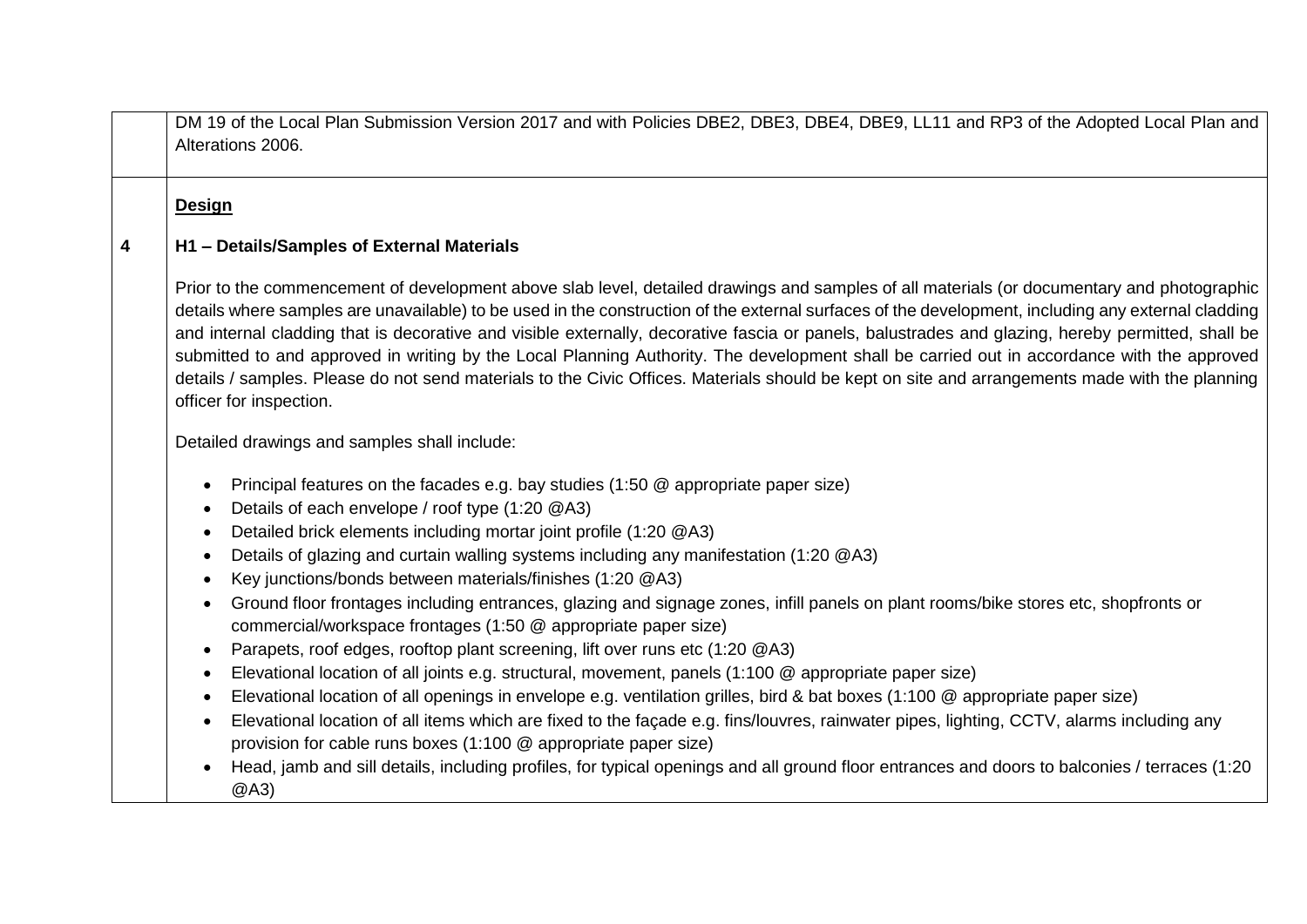| | |
|---|---|
| | DM 19 of the Local Plan Submission Version 2017 and with Policies DBE2, DBE3, DBE4, DBE9, LL11 and RP3 of the Adopted Local Plan and Alterations 2006. |
| 4 | <u>**Design**</u><br><br>**H1 – Details/Samples of External Materials**<br><br>Prior to the commencement of development above slab level, detailed drawings and samples of all materials (or documentary and photographic details where samples are unavailable) to be used in the construction of the external surfaces of the development, including any external cladding and internal cladding that is decorative and visible externally, decorative fascia or panels, balustrades and glazing, hereby permitted, shall be submitted to and approved in writing by the Local Planning Authority. The development shall be carried out in accordance with the approved details / samples. Please do not send materials to the Civic Offices. Materials should be kept on site and arrangements made with the planning officer for inspection.<br><br>Detailed drawings and samples shall include:<br><br>• Principal features on the facades e.g. bay studies (1:50 @ appropriate paper size)<br>• Details of each envelope / roof type (1:20 @A3)<br>• Detailed brick elements including mortar joint profile (1:20 @A3)<br>• Details of glazing and curtain walling systems including any manifestation (1:20 @A3)<br>• Key junctions/bonds between materials/finishes (1:20 @A3)<br>• Ground floor frontages including entrances, glazing and signage zones, infill panels on plant rooms/bike stores etc, shopfronts or commercial/workspace frontages (1:50 @ appropriate paper size)<br>• Parapets, roof edges, rooftop plant screening, lift over runs etc (1:20 @A3)<br>• Elevational location of all joints e.g. structural, movement, panels (1:100 @ appropriate paper size)<br>• Elevational location of all openings in envelope e.g. ventilation grilles, bird & bat boxes (1:100 @ appropriate paper size)<br>• Elevational location of all items which are fixed to the façade e.g. fins/louvres, rainwater pipes, lighting, CCTV, alarms including any provision for cable runs boxes (1:100 @ appropriate paper size)<br>• Head, jamb and sill details, including profiles, for typical openings and all ground floor entrances and doors to balconies / terraces (1:20 @A3) |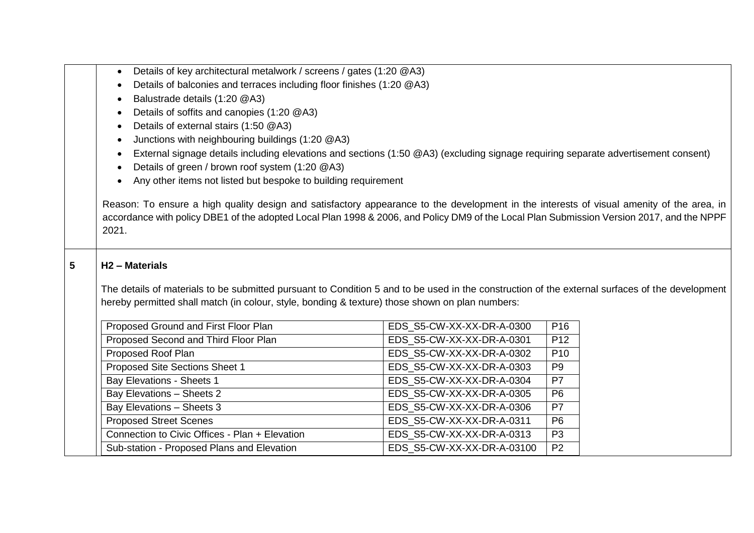- Details of key architectural metalwork / screens / gates (1:20 @A3)
- Details of balconies and terraces including floor finishes (1:20 @A3)
- Balustrade details (1:20 @A3)
- Details of soffits and canopies (1:20 @A3)
- Details of external stairs (1:50 @A3)
- Junctions with neighbouring buildings (1:20 @A3)
- External signage details including elevations and sections (1:50 @A3) (excluding signage requiring separate advertisement consent)
- Details of green / brown roof system (1:20 @A3)
- Any other items not listed but bespoke to building requirement

Reason: To ensure a high quality design and satisfactory appearance to the development in the interests of visual amenity of the area, in accordance with policy DBE1 of the adopted Local Plan 1998 & 2006, and Policy DM9 of the Local Plan Submission Version 2017, and the NPPF 2021.

**5** **H2 – Materials**

The details of materials to be submitted pursuant to Condition 5 and to be used in the construction of the external surfaces of the development hereby permitted shall match (in colour, style, bonding & texture) those shown on plan numbers:

| Proposed Ground and First Floor Plan | EDS_S5-CW-XX-XX-DR-A-0300 | P16 |
|---|---|---|
| Proposed Second and Third Floor Plan | EDS_S5-CW-XX-XX-DR-A-0301 | P12 |
| Proposed Roof Plan | EDS_S5-CW-XX-XX-DR-A-0302 | P10 |
| Proposed Site Sections Sheet 1 | EDS_S5-CW-XX-XX-DR-A-0303 | P9 |
| Bay Elevations - Sheets 1 | EDS_S5-CW-XX-XX-DR-A-0304 | P7 |
| Bay Elevations – Sheets 2 | EDS_S5-CW-XX-XX-DR-A-0305 | P6 |
| Bay Elevations – Sheets 3 | EDS_S5-CW-XX-XX-DR-A-0306 | P7 |
| Proposed Street Scenes | EDS_S5-CW-XX-XX-DR-A-0311 | P6 |
| Connection to Civic Offices - Plan + Elevation | EDS_S5-CW-XX-XX-DR-A-0313 | P3 |
| Sub-station - Proposed Plans and Elevation | EDS_S5-CW-XX-XX-DR-A-03100 | P2 |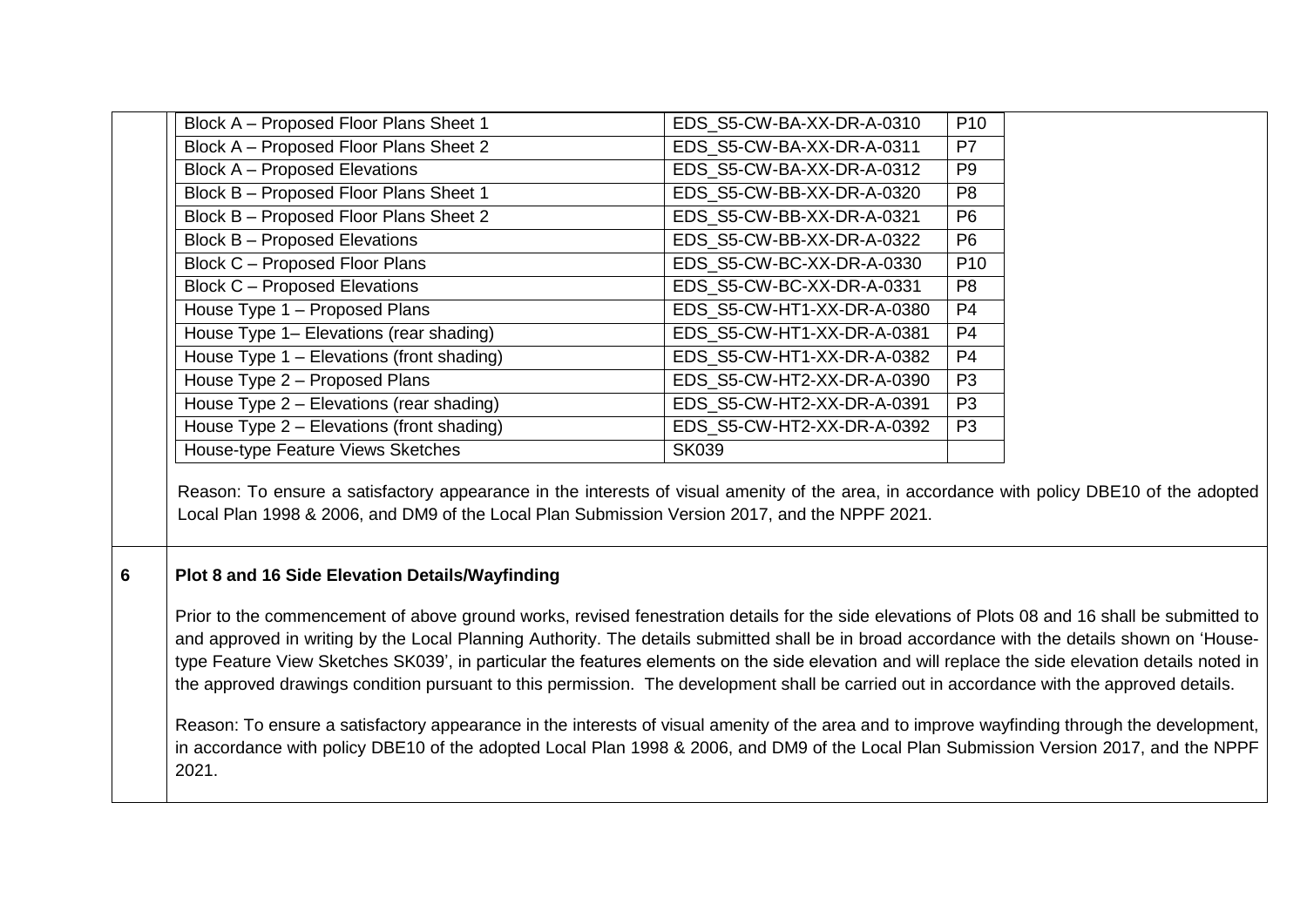| | | |
|---|---|---|
| Block A – Proposed Floor Plans Sheet 1 | EDS_S5-CW-BA-XX-DR-A-0310 | P10 |
| Block A – Proposed Floor Plans Sheet 2 | EDS_S5-CW-BA-XX-DR-A-0311 | P7 |
| Block A – Proposed Elevations | EDS_S5-CW-BA-XX-DR-A-0312 | P9 |
| Block B – Proposed Floor Plans Sheet 1 | EDS_S5-CW-BB-XX-DR-A-0320 | P8 |
| Block B – Proposed Floor Plans Sheet 2 | EDS_S5-CW-BB-XX-DR-A-0321 | P6 |
| Block B – Proposed Elevations | EDS_S5-CW-BB-XX-DR-A-0322 | P6 |
| Block C – Proposed Floor Plans | EDS_S5-CW-BC-XX-DR-A-0330 | P10 |
| Block C – Proposed Elevations | EDS_S5-CW-BC-XX-DR-A-0331 | P8 |
| House Type 1 – Proposed Plans | EDS_S5-CW-HT1-XX-DR-A-0380 | P4 |
| House Type 1– Elevations (rear shading) | EDS_S5-CW-HT1-XX-DR-A-0381 | P4 |
| House Type 1 – Elevations (front shading) | EDS_S5-CW-HT1-XX-DR-A-0382 | P4 |
| House Type 2 – Proposed Plans | EDS_S5-CW-HT2-XX-DR-A-0390 | P3 |
| House Type 2 – Elevations (rear shading) | EDS_S5-CW-HT2-XX-DR-A-0391 | P3 |
| House Type 2 – Elevations (front shading) | EDS_S5-CW-HT2-XX-DR-A-0392 | P3 |
| House-type Feature Views Sketches | SK039 | |

Reason: To ensure a satisfactory appearance in the interests of visual amenity of the area, in accordance with policy DBE10 of the adopted Local Plan 1998 & 2006, and DM9 of the Local Plan Submission Version 2017, and the NPPF 2021.

**6 Plot 8 and 16 Side Elevation Details/Wayfinding**

Prior to the commencement of above ground works, revised fenestration details for the side elevations of Plots 08 and 16 shall be submitted to and approved in writing by the Local Planning Authority. The details submitted shall be in broad accordance with the details shown on 'House-type Feature View Sketches SK039', in particular the features elements on the side elevation and will replace the side elevation details noted in the approved drawings condition pursuant to this permission. The development shall be carried out in accordance with the approved details.

Reason: To ensure a satisfactory appearance in the interests of visual amenity of the area and to improve wayfinding through the development, in accordance with policy DBE10 of the adopted Local Plan 1998 & 2006, and DM9 of the Local Plan Submission Version 2017, and the NPPF 2021.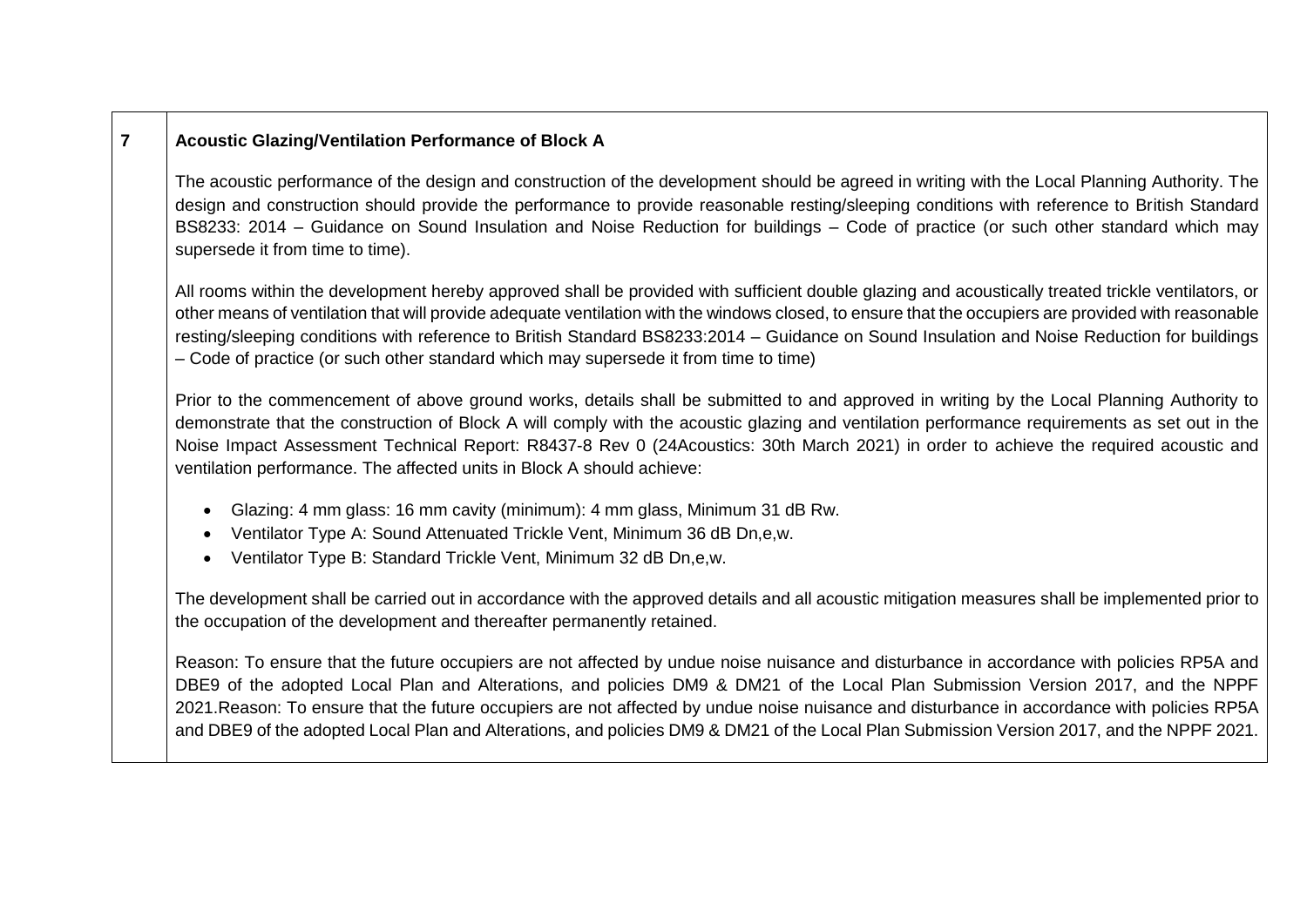| 7 | **Acoustic Glazing/Ventilation Performance of Block A** |
|---|---|
| | The acoustic performance of the design and construction of the development should be agreed in writing with the Local Planning Authority. The design and construction should provide the performance to provide reasonable resting/sleeping conditions with reference to British Standard BS8233: 2014 – Guidance on Sound Insulation and Noise Reduction for buildings – Code of practice (or such other standard which may supersede it from time to time).<br><br>All rooms within the development hereby approved shall be provided with sufficient double glazing and acoustically treated trickle ventilators, or other means of ventilation that will provide adequate ventilation with the windows closed, to ensure that the occupiers are provided with reasonable resting/sleeping conditions with reference to British Standard BS8233:2014 – Guidance on Sound Insulation and Noise Reduction for buildings – Code of practice (or such other standard which may supersede it from time to time)<br><br>Prior to the commencement of above ground works, details shall be submitted to and approved in writing by the Local Planning Authority to demonstrate that the construction of Block A will comply with the acoustic glazing and ventilation performance requirements as set out in the Noise Impact Assessment Technical Report: R8437-8 Rev 0 (24Acoustics: 30th March 2021) in order to achieve the required acoustic and ventilation performance. The affected units in Block A should achieve:<br><br>• Glazing: 4 mm glass: 16 mm cavity (minimum): 4 mm glass, Minimum 31 dB Rw.<br>• Ventilator Type A: Sound Attenuated Trickle Vent, Minimum 36 dB Dn,e,w.<br>• Ventilator Type B: Standard Trickle Vent, Minimum 32 dB Dn,e,w.<br><br>The development shall be carried out in accordance with the approved details and all acoustic mitigation measures shall be implemented prior to the occupation of the development and thereafter permanently retained.<br><br>Reason: To ensure that the future occupiers are not affected by undue noise nuisance and disturbance in accordance with policies RP5A and DBE9 of the adopted Local Plan and Alterations, and policies DM9 & DM21 of the Local Plan Submission Version 2017, and the NPPF 2021.Reason: To ensure that the future occupiers are not affected by undue noise nuisance and disturbance in accordance with policies RP5A and DBE9 of the adopted Local Plan and Alterations, and policies DM9 & DM21 of the Local Plan Submission Version 2017, and the NPPF 2021. |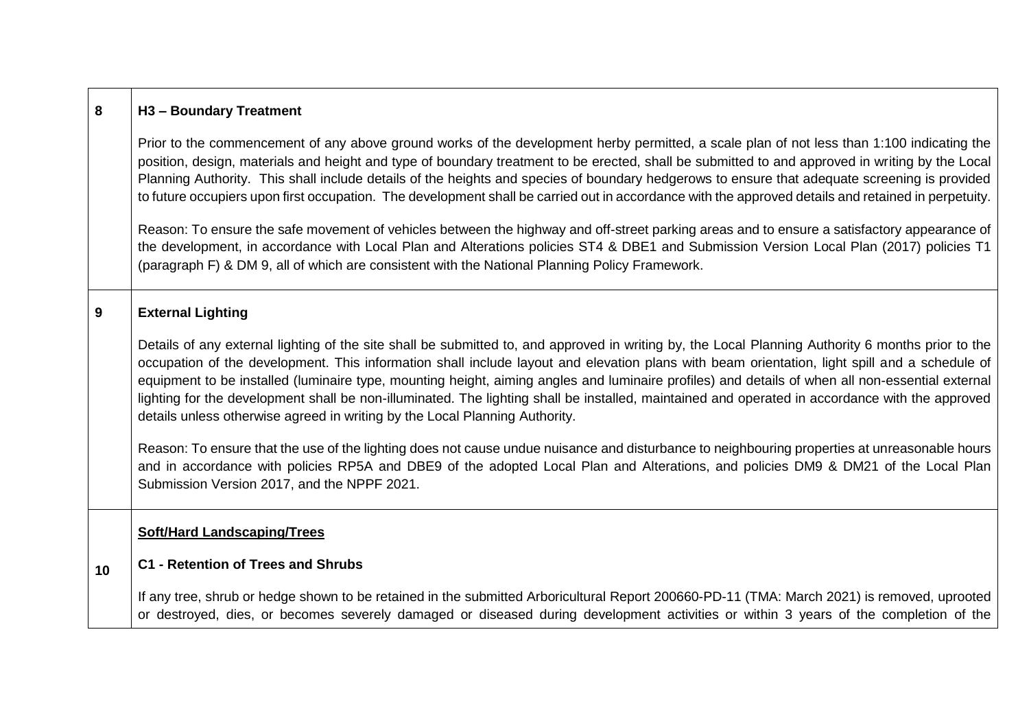| | |
|---|---|
| 8 | **H3 – Boundary Treatment**<br><br>Prior to the commencement of any above ground works of the development herby permitted, a scale plan of not less than 1:100 indicating the position, design, materials and height and type of boundary treatment to be erected, shall be submitted to and approved in writing by the Local Planning Authority. This shall include details of the heights and species of boundary hedgerows to ensure that adequate screening is provided to future occupiers upon first occupation. The development shall be carried out in accordance with the approved details and retained in perpetuity.<br><br>Reason: To ensure the safe movement of vehicles between the highway and off-street parking areas and to ensure a satisfactory appearance of the development, in accordance with Local Plan and Alterations policies ST4 & DBE1 and Submission Version Local Plan (2017) policies T1 (paragraph F) & DM 9, all of which are consistent with the National Planning Policy Framework. |
| 9 | **External Lighting**<br><br>Details of any external lighting of the site shall be submitted to, and approved in writing by, the Local Planning Authority 6 months prior to the occupation of the development. This information shall include layout and elevation plans with beam orientation, light spill and a schedule of equipment to be installed (luminaire type, mounting height, aiming angles and luminaire profiles) and details of when all non-essential external lighting for the development shall be non-illuminated. The lighting shall be installed, maintained and operated in accordance with the approved details unless otherwise agreed in writing by the Local Planning Authority.<br><br>Reason: To ensure that the use of the lighting does not cause undue nuisance and disturbance to neighbouring properties at unreasonable hours and in accordance with policies RP5A and DBE9 of the adopted Local Plan and Alterations, and policies DM9 & DM21 of the Local Plan Submission Version 2017, and the NPPF 2021. |
| 10 | **Soft/Hard Landscaping/Trees**<br><br>**C1 - Retention of Trees and Shrubs**<br><br>If any tree, shrub or hedge shown to be retained in the submitted Arboricultural Report 200660-PD-11 (TMA: March 2021) is removed, uprooted or destroyed, dies, or becomes severely damaged or diseased during development activities or within 3 years of the completion of the |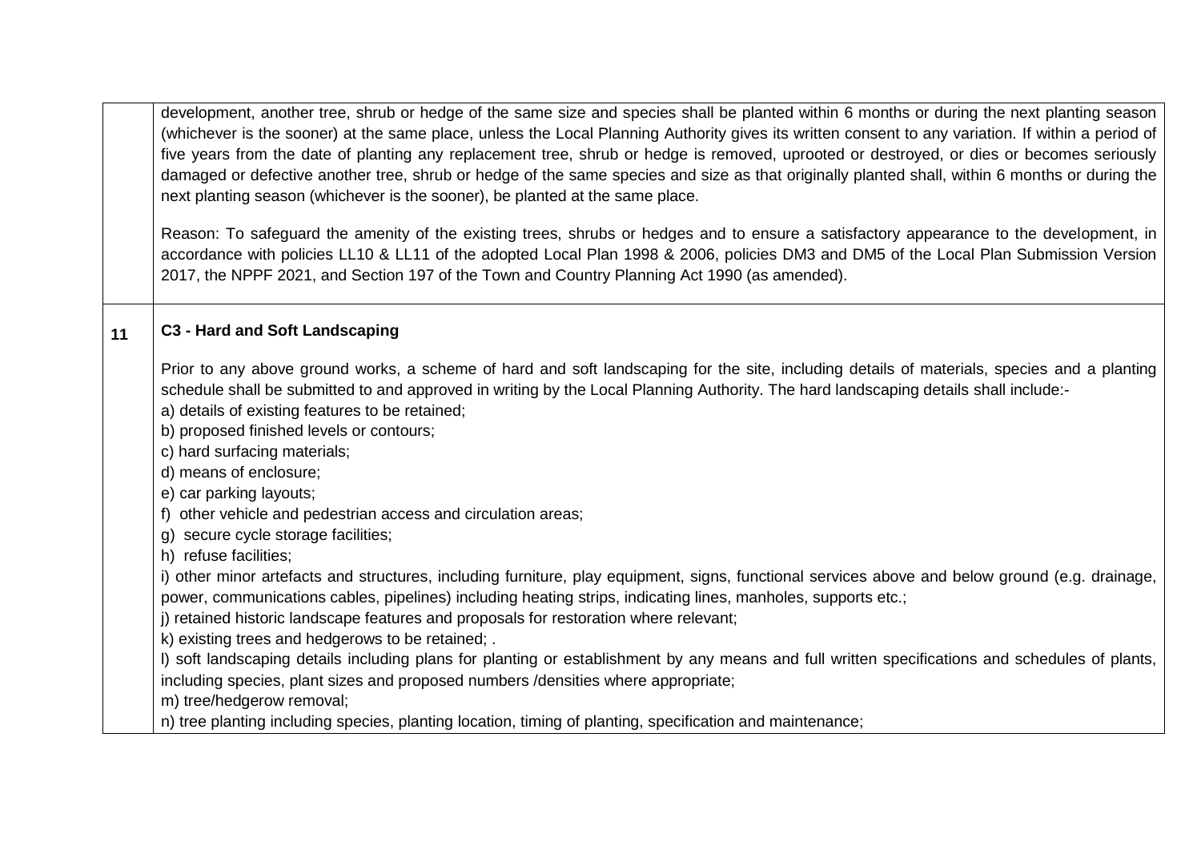| | |
|---|---|
| | development, another tree, shrub or hedge of the same size and species shall be planted within 6 months or during the next planting season (whichever is the sooner) at the same place, unless the Local Planning Authority gives its written consent to any variation. If within a period of five years from the date of planting any replacement tree, shrub or hedge is removed, uprooted or destroyed, or dies or becomes seriously damaged or defective another tree, shrub or hedge of the same species and size as that originally planted shall, within 6 months or during the next planting season (whichever is the sooner), be planted at the same place.<br><br>Reason: To safeguard the amenity of the existing trees, shrubs or hedges and to ensure a satisfactory appearance to the development, in accordance with policies LL10 & LL11 of the adopted Local Plan 1998 & 2006, policies DM3 and DM5 of the Local Plan Submission Version 2017, the NPPF 2021, and Section 197 of the Town and Country Planning Act 1990 (as amended). |
| **11** | **C3 - Hard and Soft Landscaping**<br><br>Prior to any above ground works, a scheme of hard and soft landscaping for the site, including details of materials, species and a planting schedule shall be submitted to and approved in writing by the Local Planning Authority. The hard landscaping details shall include:-<br>a) details of existing features to be retained;<br>b) proposed finished levels or contours;<br>c) hard surfacing materials;<br>d) means of enclosure;<br>e) car parking layouts;<br>f) other vehicle and pedestrian access and circulation areas;<br>g) secure cycle storage facilities;<br>h) refuse facilities;<br>i) other minor artefacts and structures, including furniture, play equipment, signs, functional services above and below ground (e.g. drainage, power, communications cables, pipelines) including heating strips, indicating lines, manholes, supports etc.;<br>j) retained historic landscape features and proposals for restoration where relevant;<br>k) existing trees and hedgerows to be retained; .<br>l) soft landscaping details including plans for planting or establishment by any means and full written specifications and schedules of plants, including species, plant sizes and proposed numbers /densities where appropriate;<br>m) tree/hedgerow removal;<br>n) tree planting including species, planting location, timing of planting, specification and maintenance; |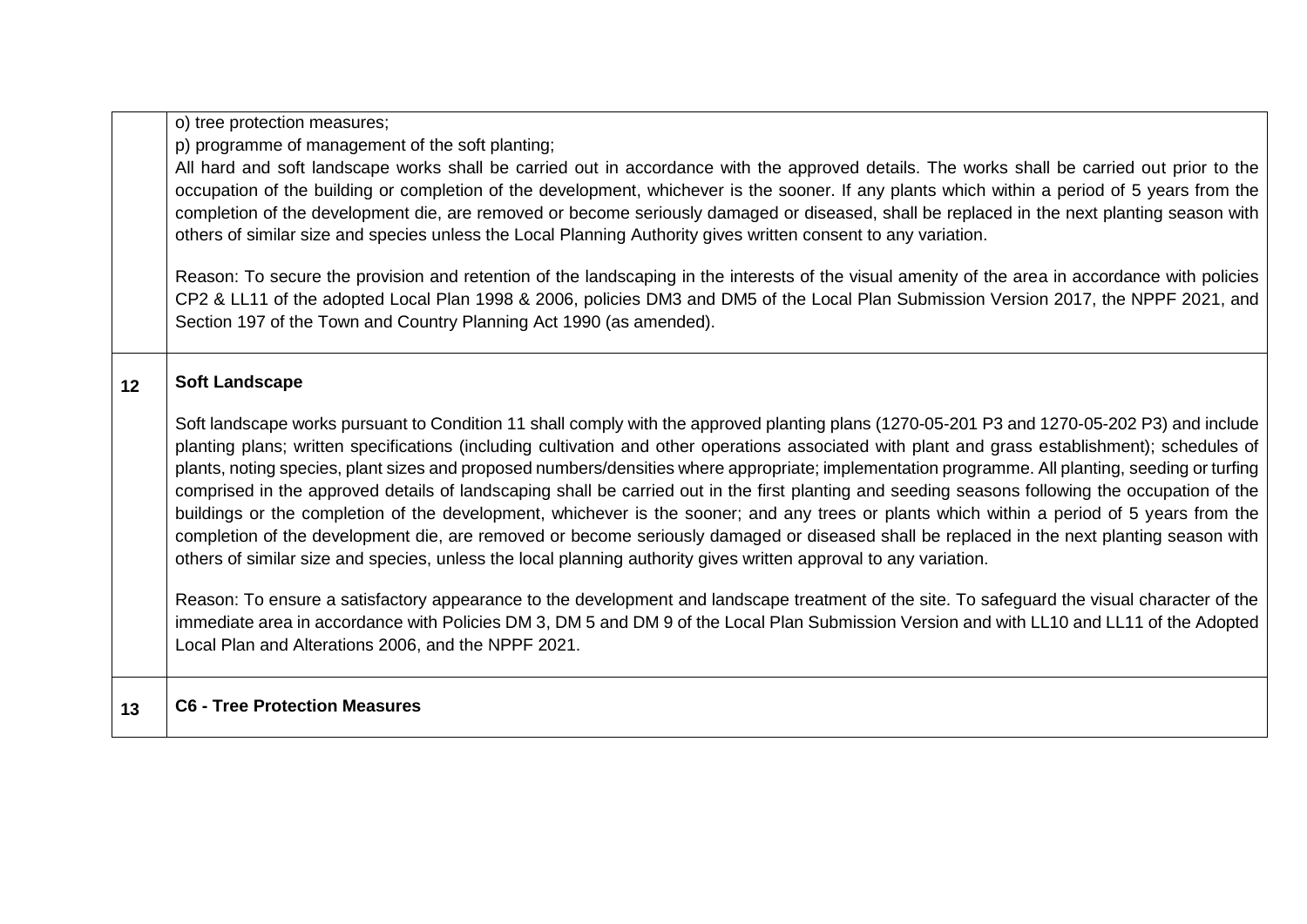| | |
|---|---|
| | o) tree protection measures;<br>p) programme of management of the soft planting;<br>All hard and soft landscape works shall be carried out in accordance with the approved details. The works shall be carried out prior to the occupation of the building or completion of the development, whichever is the sooner. If any plants which within a period of 5 years from the completion of the development die, are removed or become seriously damaged or diseased, shall be replaced in the next planting season with others of similar size and species unless the Local Planning Authority gives written consent to any variation.<br><br>Reason: To secure the provision and retention of the landscaping in the interests of the visual amenity of the area in accordance with policies CP2 & LL11 of the adopted Local Plan 1998 & 2006, policies DM3 and DM5 of the Local Plan Submission Version 2017, the NPPF 2021, and Section 197 of the Town and Country Planning Act 1990 (as amended). |
| **12** | **Soft Landscape**<br><br>Soft landscape works pursuant to Condition 11 shall comply with the approved planting plans (1270-05-201 P3 and 1270-05-202 P3) and include planting plans; written specifications (including cultivation and other operations associated with plant and grass establishment); schedules of plants, noting species, plant sizes and proposed numbers/densities where appropriate; implementation programme. All planting, seeding or turfing comprised in the approved details of landscaping shall be carried out in the first planting and seeding seasons following the occupation of the buildings or the completion of the development, whichever is the sooner; and any trees or plants which within a period of 5 years from the completion of the development die, are removed or become seriously damaged or diseased shall be replaced in the next planting season with others of similar size and species, unless the local planning authority gives written approval to any variation.<br><br>Reason: To ensure a satisfactory appearance to the development and landscape treatment of the site. To safeguard the visual character of the immediate area in accordance with Policies DM 3, DM 5 and DM 9 of the Local Plan Submission Version and with LL10 and LL11 of the Adopted Local Plan and Alterations 2006, and the NPPF 2021. |
| **13** | **C6 - Tree Protection Measures** |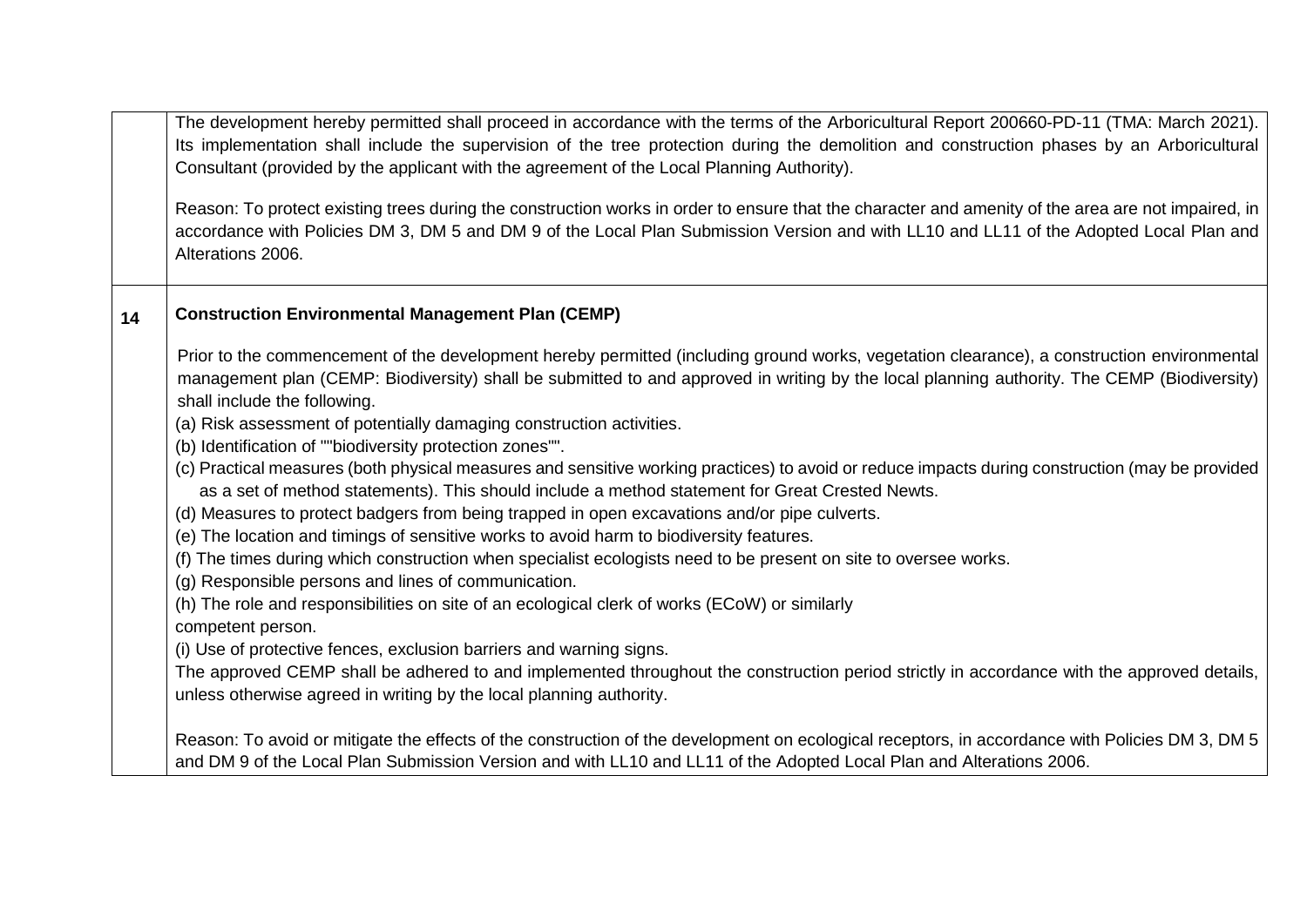| | |
|---|---|
| | The development hereby permitted shall proceed in accordance with the terms of the Arboricultural Report 200660-PD-11 (TMA: March 2021). Its implementation shall include the supervision of the tree protection during the demolition and construction phases by an Arboricultural Consultant (provided by the applicant with the agreement of the Local Planning Authority).<br><br>Reason: To protect existing trees during the construction works in order to ensure that the character and amenity of the area are not impaired, in accordance with Policies DM 3, DM 5 and DM 9 of the Local Plan Submission Version and with LL10 and LL11 of the Adopted Local Plan and Alterations 2006. |
| **14** | **Construction Environmental Management Plan (CEMP)**<br><br>Prior to the commencement of the development hereby permitted (including ground works, vegetation clearance), a construction environmental management plan (CEMP: Biodiversity) shall be submitted to and approved in writing by the local planning authority. The CEMP (Biodiversity) shall include the following.<br>(a) Risk assessment of potentially damaging construction activities.<br>(b) Identification of ""biodiversity protection zones"".<br>(c) Practical measures (both physical measures and sensitive working practices) to avoid or reduce impacts during construction (may be provided as a set of method statements). This should include a method statement for Great Crested Newts.<br>(d) Measures to protect badgers from being trapped in open excavations and/or pipe culverts.<br>(e) The location and timings of sensitive works to avoid harm to biodiversity features.<br>(f) The times during which construction when specialist ecologists need to be present on site to oversee works.<br>(g) Responsible persons and lines of communication.<br>(h) The role and responsibilities on site of an ecological clerk of works (ECoW) or similarly competent person.<br>(i) Use of protective fences, exclusion barriers and warning signs.<br>The approved CEMP shall be adhered to and implemented throughout the construction period strictly in accordance with the approved details, unless otherwise agreed in writing by the local planning authority.<br><br>Reason: To avoid or mitigate the effects of the construction of the development on ecological receptors, in accordance with Policies DM 3, DM 5 and DM 9 of the Local Plan Submission Version and with LL10 and LL11 of the Adopted Local Plan and Alterations 2006. |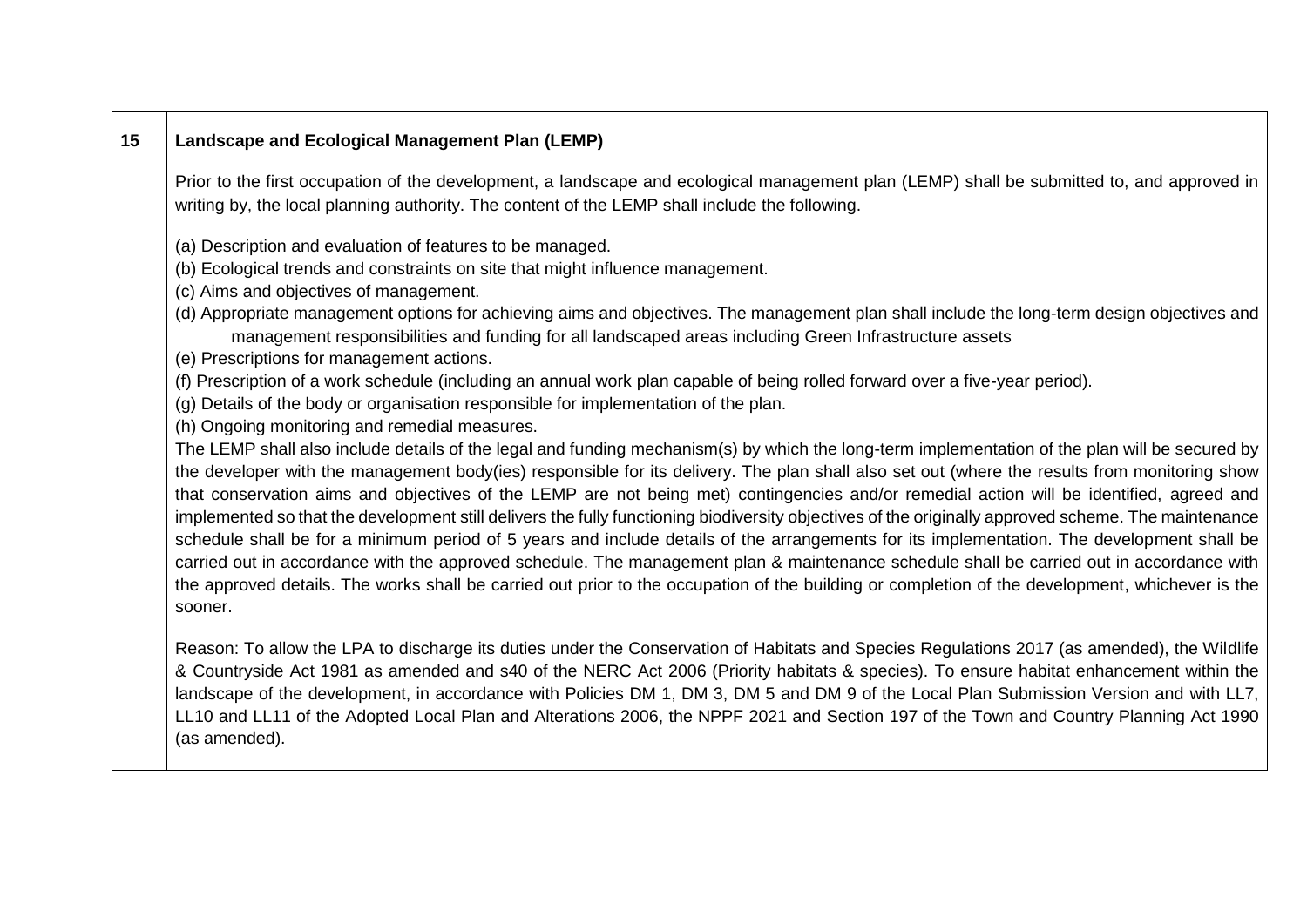| 15 | **Landscape and Ecological Management Plan (LEMP)**<br><br>Prior to the first occupation of the development, a landscape and ecological management plan (LEMP) shall be submitted to, and approved in writing by, the local planning authority. The content of the LEMP shall include the following.<br><br>(a) Description and evaluation of features to be managed.<br>(b) Ecological trends and constraints on site that might influence management.<br>(c) Aims and objectives of management.<br>(d) Appropriate management options for achieving aims and objectives. The management plan shall include the long-term design objectives and management responsibilities and funding for all landscaped areas including Green Infrastructure assets<br>(e) Prescriptions for management actions.<br>(f) Prescription of a work schedule (including an annual work plan capable of being rolled forward over a five-year period).<br>(g) Details of the body or organisation responsible for implementation of the plan.<br>(h) Ongoing monitoring and remedial measures.<br>The LEMP shall also include details of the legal and funding mechanism(s) by which the long-term implementation of the plan will be secured by the developer with the management body(ies) responsible for its delivery. The plan shall also set out (where the results from monitoring show that conservation aims and objectives of the LEMP are not being met) contingencies and/or remedial action will be identified, agreed and implemented so that the development still delivers the fully functioning biodiversity objectives of the originally approved scheme. The maintenance schedule shall be for a minimum period of 5 years and include details of the arrangements for its implementation. The development shall be carried out in accordance with the approved schedule. The management plan & maintenance schedule shall be carried out in accordance with the approved details. The works shall be carried out prior to the occupation of the building or completion of the development, whichever is the sooner.<br><br>Reason: To allow the LPA to discharge its duties under the Conservation of Habitats and Species Regulations 2017 (as amended), the Wildlife & Countryside Act 1981 as amended and s40 of the NERC Act 2006 (Priority habitats & species). To ensure habitat enhancement within the landscape of the development, in accordance with Policies DM 1, DM 3, DM 5 and DM 9 of the Local Plan Submission Version and with LL7, LL10 and LL11 of the Adopted Local Plan and Alterations 2006, the NPPF 2021 and Section 197 of the Town and Country Planning Act 1990 (as amended). |
|---|---|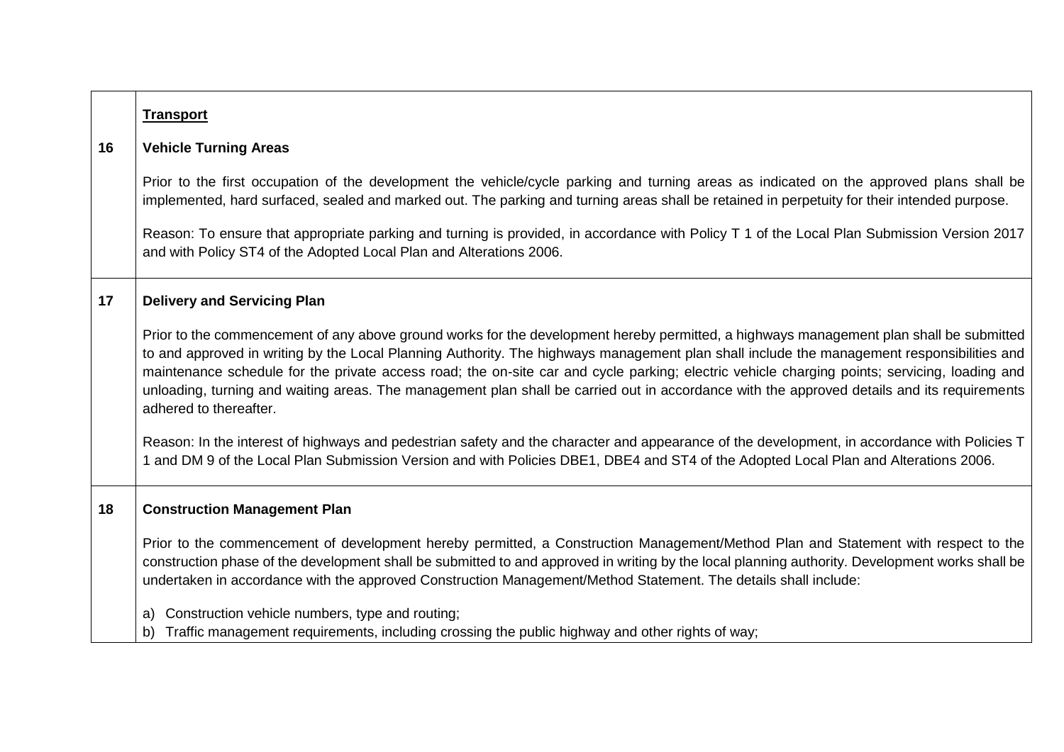| | |
|---|---|
| 16 | **Transport**<br><br>**Vehicle Turning Areas**<br><br>Prior to the first occupation of the development the vehicle/cycle parking and turning areas as indicated on the approved plans shall be implemented, hard surfaced, sealed and marked out. The parking and turning areas shall be retained in perpetuity for their intended purpose.<br><br>Reason: To ensure that appropriate parking and turning is provided, in accordance with Policy T 1 of the Local Plan Submission Version 2017 and with Policy ST4 of the Adopted Local Plan and Alterations 2006. |
| 17 | **Delivery and Servicing Plan**<br><br>Prior to the commencement of any above ground works for the development hereby permitted, a highways management plan shall be submitted to and approved in writing by the Local Planning Authority. The highways management plan shall include the management responsibilities and maintenance schedule for the private access road; the on-site car and cycle parking; electric vehicle charging points; servicing, loading and unloading, turning and waiting areas. The management plan shall be carried out in accordance with the approved details and its requirements adhered to thereafter.<br><br>Reason: In the interest of highways and pedestrian safety and the character and appearance of the development, in accordance with Policies T 1 and DM 9 of the Local Plan Submission Version and with Policies DBE1, DBE4 and ST4 of the Adopted Local Plan and Alterations 2006. |
| 18 | **Construction Management Plan**<br><br>Prior to the commencement of development hereby permitted, a Construction Management/Method Plan and Statement with respect to the construction phase of the development shall be submitted to and approved in writing by the local planning authority. Development works shall be undertaken in accordance with the approved Construction Management/Method Statement. The details shall include:<br><br>a) Construction vehicle numbers, type and routing;<br>b) Traffic management requirements, including crossing the public highway and other rights of way; |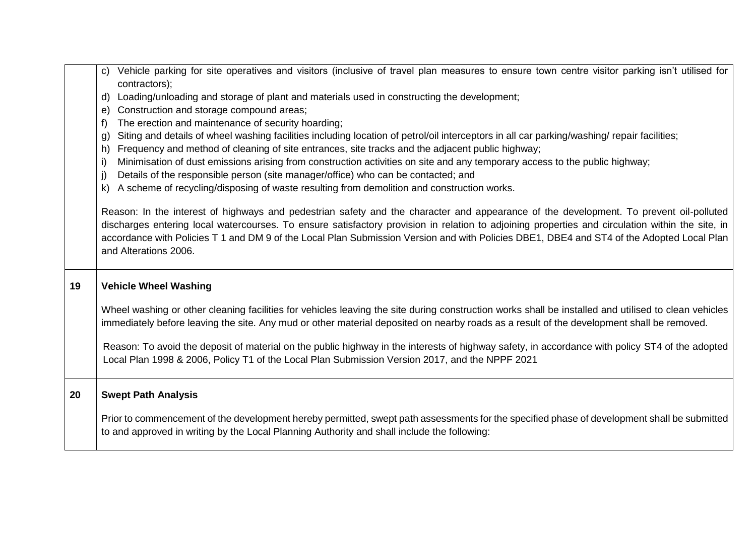| | |
|---|---|
| | c) Vehicle parking for site operatives and visitors (inclusive of travel plan measures to ensure town centre visitor parking isn't utilised for contractors);<br>d) Loading/unloading and storage of plant and materials used in constructing the development;<br>e) Construction and storage compound areas;<br>f) The erection and maintenance of security hoarding;<br>g) Siting and details of wheel washing facilities including location of petrol/oil interceptors in all car parking/washing/ repair facilities;<br>h) Frequency and method of cleaning of site entrances, site tracks and the adjacent public highway;<br>i) Minimisation of dust emissions arising from construction activities on site and any temporary access to the public highway;<br>j) Details of the responsible person (site manager/office) who can be contacted; and<br>k) A scheme of recycling/disposing of waste resulting from demolition and construction works.<br><br>Reason: In the interest of highways and pedestrian safety and the character and appearance of the development. To prevent oil-polluted discharges entering local watercourses. To ensure satisfactory provision in relation to adjoining properties and circulation within the site, in accordance with Policies T 1 and DM 9 of the Local Plan Submission Version and with Policies DBE1, DBE4 and ST4 of the Adopted Local Plan and Alterations 2006. |
| **19** | **Vehicle Wheel Washing**<br><br>Wheel washing or other cleaning facilities for vehicles leaving the site during construction works shall be installed and utilised to clean vehicles immediately before leaving the site. Any mud or other material deposited on nearby roads as a result of the development shall be removed.<br><br>Reason: To avoid the deposit of material on the public highway in the interests of highway safety, in accordance with policy ST4 of the adopted Local Plan 1998 & 2006, Policy T1 of the Local Plan Submission Version 2017, and the NPPF 2021 |
| **20** | **Swept Path Analysis**<br><br>Prior to commencement of the development hereby permitted, swept path assessments for the specified phase of development shall be submitted to and approved in writing by the Local Planning Authority and shall include the following: |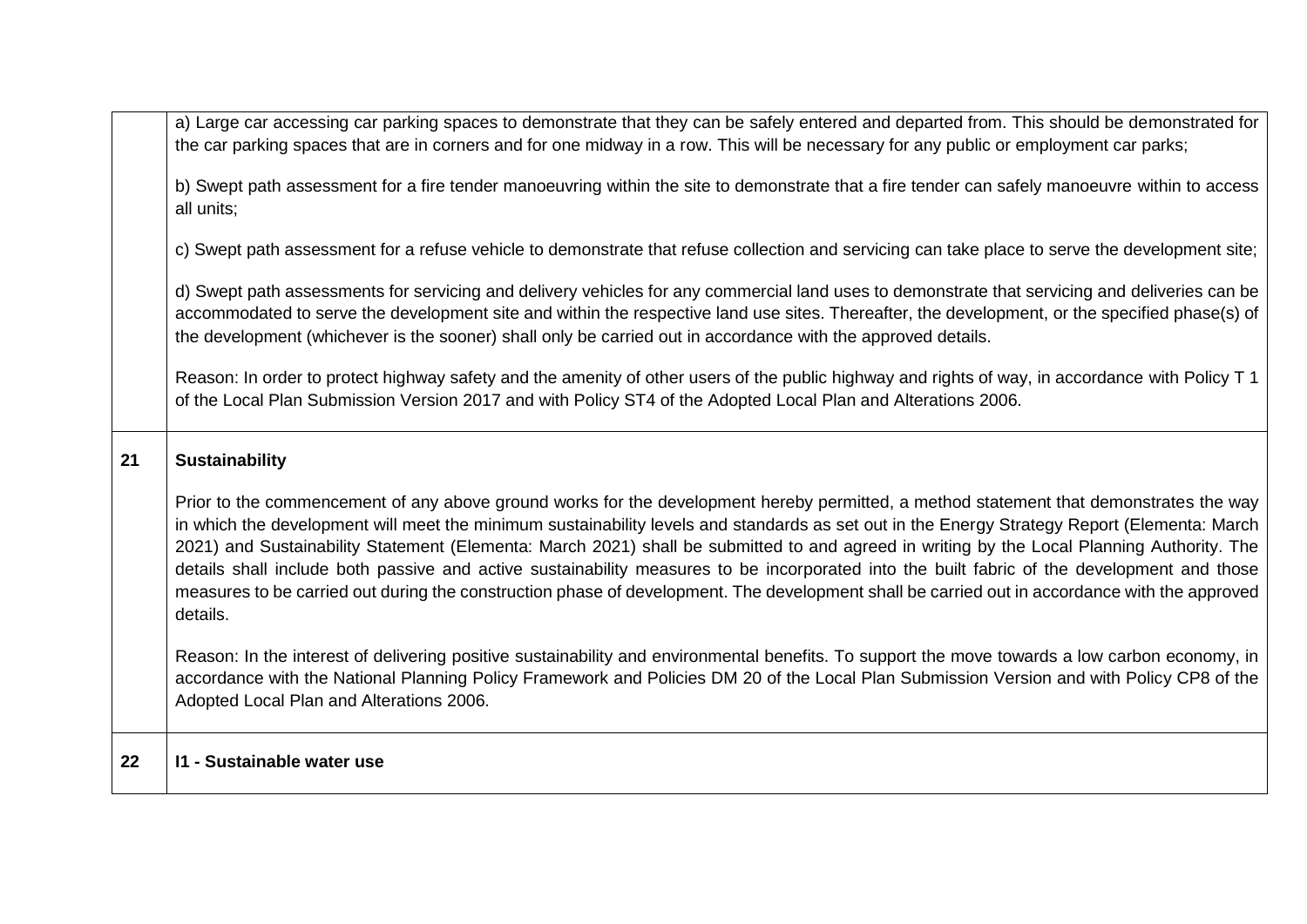| | |
|---|---|
| | a) Large car accessing car parking spaces to demonstrate that they can be safely entered and departed from. This should be demonstrated for the car parking spaces that are in corners and for one midway in a row. This will be necessary for any public or employment car parks;<br><br>b) Swept path assessment for a fire tender manoeuvring within the site to demonstrate that a fire tender can safely manoeuvre within to access all units;<br><br>c) Swept path assessment for a refuse vehicle to demonstrate that refuse collection and servicing can take place to serve the development site;<br><br>d) Swept path assessments for servicing and delivery vehicles for any commercial land uses to demonstrate that servicing and deliveries can be accommodated to serve the development site and within the respective land use sites. Thereafter, the development, or the specified phase(s) of the development (whichever is the sooner) shall only be carried out in accordance with the approved details.<br><br>Reason: In order to protect highway safety and the amenity of other users of the public highway and rights of way, in accordance with Policy T 1 of the Local Plan Submission Version 2017 and with Policy ST4 of the Adopted Local Plan and Alterations 2006. |
| **21** | **Sustainability**<br><br>Prior to the commencement of any above ground works for the development hereby permitted, a method statement that demonstrates the way in which the development will meet the minimum sustainability levels and standards as set out in the Energy Strategy Report (Elementa: March 2021) and Sustainability Statement (Elementa: March 2021) shall be submitted to and agreed in writing by the Local Planning Authority. The details shall include both passive and active sustainability measures to be incorporated into the built fabric of the development and those measures to be carried out during the construction phase of development. The development shall be carried out in accordance with the approved details.<br><br>Reason: In the interest of delivering positive sustainability and environmental benefits. To support the move towards a low carbon economy, in accordance with the National Planning Policy Framework and Policies DM 20 of the Local Plan Submission Version and with Policy CP8 of the Adopted Local Plan and Alterations 2006. |
| **22** | **I1 - Sustainable water use** |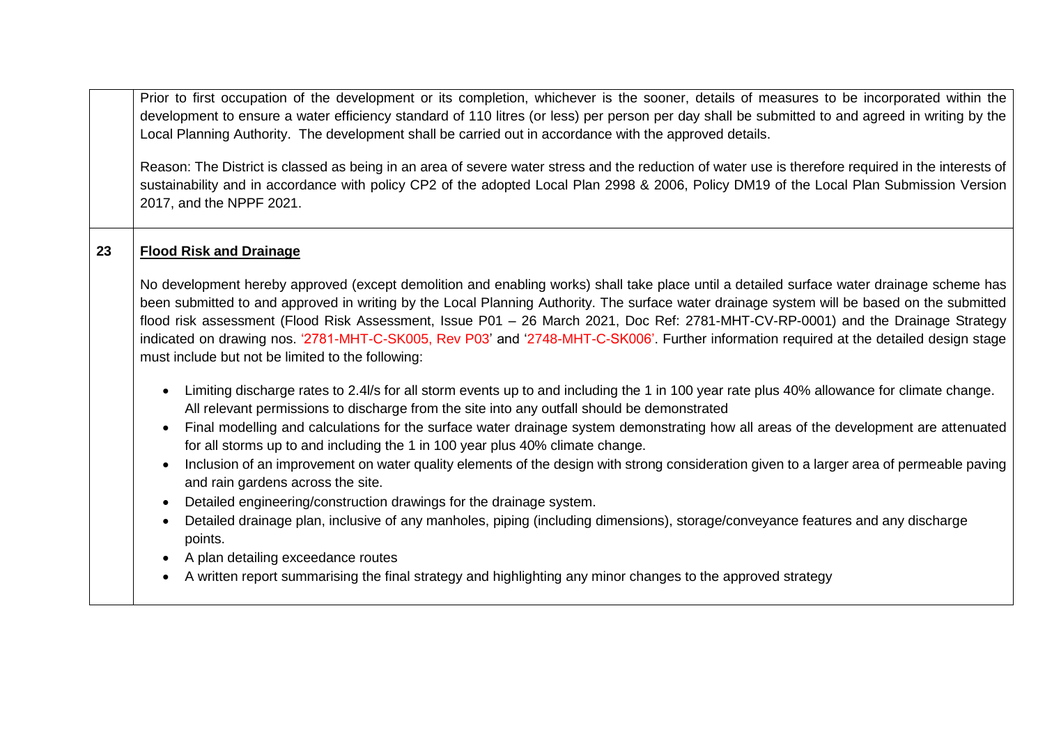| | |
|---|---|
| | Prior to first occupation of the development or its completion, whichever is the sooner, details of measures to be incorporated within the development to ensure a water efficiency standard of 110 litres (or less) per person per day shall be submitted to and agreed in writing by the Local Planning Authority. The development shall be carried out in accordance with the approved details.<br><br>Reason: The District is classed as being in an area of severe water stress and the reduction of water use is therefore required in the interests of sustainability and in accordance with policy CP2 of the adopted Local Plan 2998 & 2006, Policy DM19 of the Local Plan Submission Version 2017, and the NPPF 2021. |
| **23** | **<u>Flood Risk and Drainage</u>**<br><br>No development hereby approved (except demolition and enabling works) shall take place until a detailed surface water drainage scheme has been submitted to and approved in writing by the Local Planning Authority. The surface water drainage system will be based on the submitted flood risk assessment (Flood Risk Assessment, Issue P01 – 26 March 2021, Doc Ref: 2781-MHT-CV-RP-0001) and the Drainage Strategy indicated on drawing nos. '2781-MHT-C-SK005, Rev P03' and '2748-MHT-C-SK006'. Further information required at the detailed design stage must include but not be limited to the following:<br><br>• Limiting discharge rates to 2.4l/s for all storm events up to and including the 1 in 100 year rate plus 40% allowance for climate change. All relevant permissions to discharge from the site into any outfall should be demonstrated<br>• Final modelling and calculations for the surface water drainage system demonstrating how all areas of the development are attenuated for all storms up to and including the 1 in 100 year plus 40% climate change.<br>• Inclusion of an improvement on water quality elements of the design with strong consideration given to a larger area of permeable paving and rain gardens across the site.<br>• Detailed engineering/construction drawings for the drainage system.<br>• Detailed drainage plan, inclusive of any manholes, piping (including dimensions), storage/conveyance features and any discharge points.<br>• A plan detailing exceedance routes<br>• A written report summarising the final strategy and highlighting any minor changes to the approved strategy |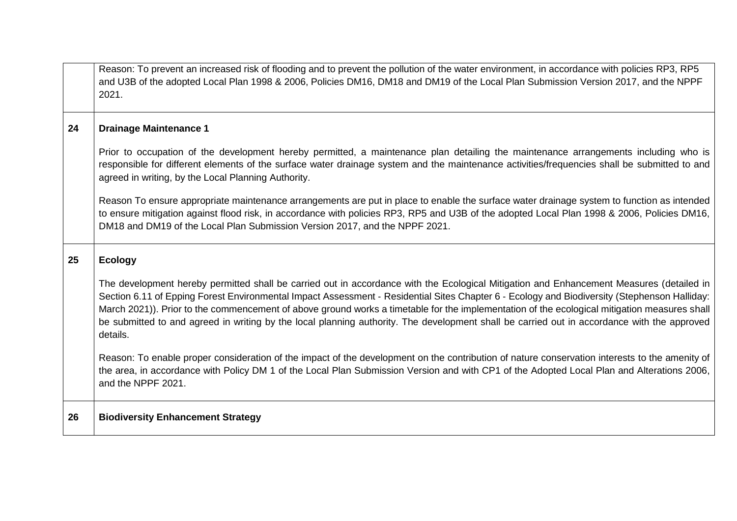| | |
|---|---|
| | Reason: To prevent an increased risk of flooding and to prevent the pollution of the water environment, in accordance with policies RP3, RP5 and U3B of the adopted Local Plan 1998 & 2006, Policies DM16, DM18 and DM19 of the Local Plan Submission Version 2017, and the NPPF 2021. |
| **24** | **Drainage Maintenance 1**<br><br>Prior to occupation of the development hereby permitted, a maintenance plan detailing the maintenance arrangements including who is responsible for different elements of the surface water drainage system and the maintenance activities/frequencies shall be submitted to and agreed in writing, by the Local Planning Authority.<br><br>Reason To ensure appropriate maintenance arrangements are put in place to enable the surface water drainage system to function as intended to ensure mitigation against flood risk, in accordance with policies RP3, RP5 and U3B of the adopted Local Plan 1998 & 2006, Policies DM16, DM18 and DM19 of the Local Plan Submission Version 2017, and the NPPF 2021. |
| **25** | **Ecology**<br><br>The development hereby permitted shall be carried out in accordance with the Ecological Mitigation and Enhancement Measures (detailed in Section 6.11 of Epping Forest Environmental Impact Assessment - Residential Sites Chapter 6 - Ecology and Biodiversity (Stephenson Halliday: March 2021)). Prior to the commencement of above ground works a timetable for the implementation of the ecological mitigation measures shall be submitted to and agreed in writing by the local planning authority. The development shall be carried out in accordance with the approved details.<br><br>Reason: To enable proper consideration of the impact of the development on the contribution of nature conservation interests to the amenity of the area, in accordance with Policy DM 1 of the Local Plan Submission Version and with CP1 of the Adopted Local Plan and Alterations 2006, and the NPPF 2021. |
| **26** | **Biodiversity Enhancement Strategy** |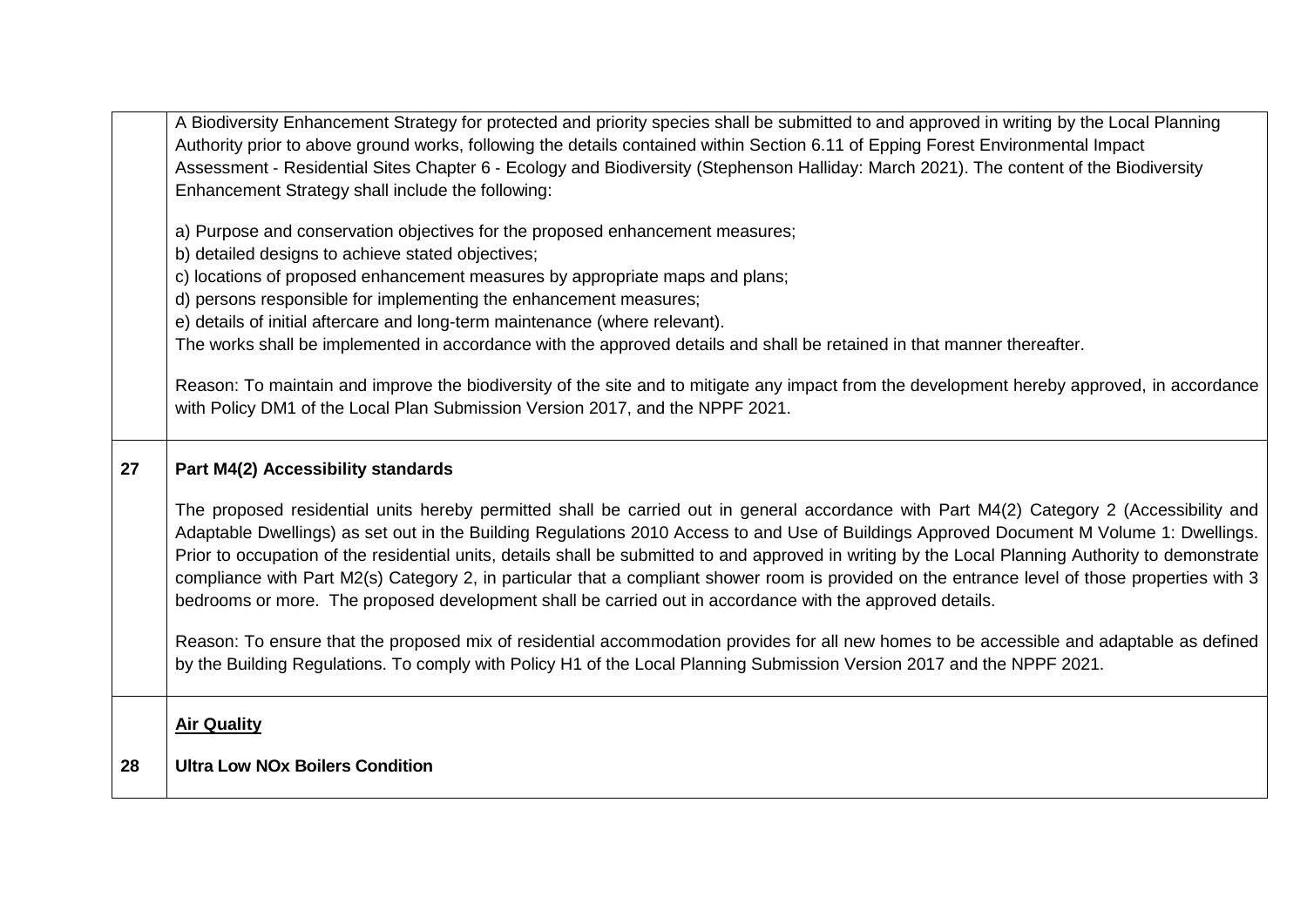| | |
|---|---|
| | A Biodiversity Enhancement Strategy for protected and priority species shall be submitted to and approved in writing by the Local Planning Authority prior to above ground works, following the details contained within Section 6.11 of Epping Forest Environmental Impact Assessment - Residential Sites Chapter 6 - Ecology and Biodiversity (Stephenson Halliday: March 2021). The content of the Biodiversity Enhancement Strategy shall include the following:<br><br>a) Purpose and conservation objectives for the proposed enhancement measures;<br>b) detailed designs to achieve stated objectives;<br>c) locations of proposed enhancement measures by appropriate maps and plans;<br>d) persons responsible for implementing the enhancement measures;<br>e) details of initial aftercare and long-term maintenance (where relevant).<br>The works shall be implemented in accordance with the approved details and shall be retained in that manner thereafter.<br><br>Reason: To maintain and improve the biodiversity of the site and to mitigate any impact from the development hereby approved, in accordance with Policy DM1 of the Local Plan Submission Version 2017, and the NPPF 2021. |
| **27** | **Part M4(2) Accessibility standards**<br><br>The proposed residential units hereby permitted shall be carried out in general accordance with Part M4(2) Category 2 (Accessibility and Adaptable Dwellings) as set out in the Building Regulations 2010 Access to and Use of Buildings Approved Document M Volume 1: Dwellings. Prior to occupation of the residential units, details shall be submitted to and approved in writing by the Local Planning Authority to demonstrate compliance with Part M2(s) Category 2, in particular that a compliant shower room is provided on the entrance level of those properties with 3 bedrooms or more. The proposed development shall be carried out in accordance with the approved details.<br><br>Reason: To ensure that the proposed mix of residential accommodation provides for all new homes to be accessible and adaptable as defined by the Building Regulations. To comply with Policy H1 of the Local Planning Submission Version 2017 and the NPPF 2021. |
| <br><br>**28** | **<u>Air Quality</u>**<br><br>**Ultra Low NOx Boilers Condition** |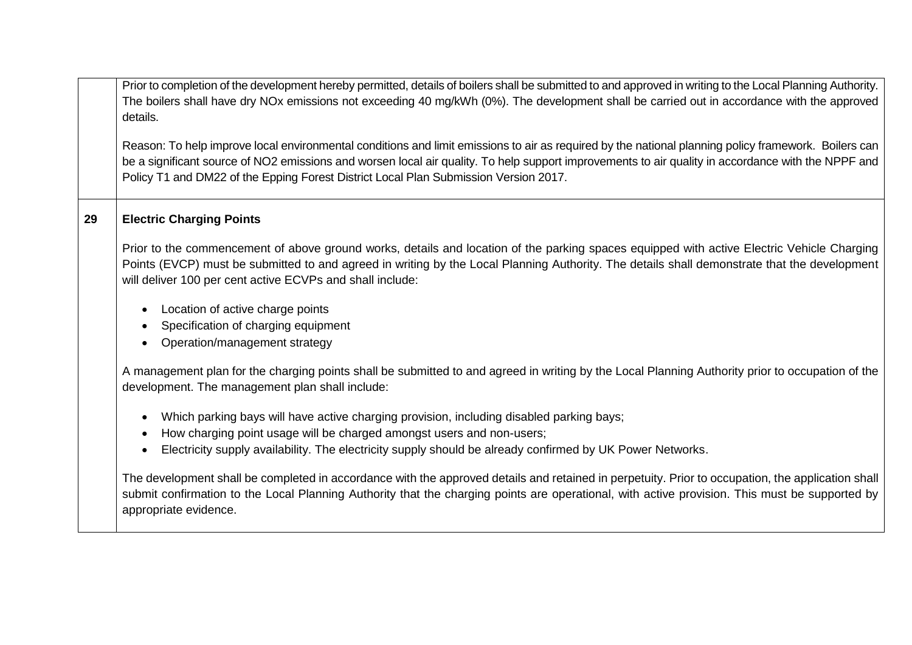| | |
|---|---|
| | Prior to completion of the development hereby permitted, details of boilers shall be submitted to and approved in writing to the Local Planning Authority. The boilers shall have dry NOx emissions not exceeding 40 mg/kWh (0%). The development shall be carried out in accordance with the approved details.<br><br>Reason: To help improve local environmental conditions and limit emissions to air as required by the national planning policy framework. Boilers can be a significant source of $NO_2$ emissions and worsen local air quality. To help support improvements to air quality in accordance with the NPPF and Policy T1 and DM22 of the Epping Forest District Local Plan Submission Version 2017. |
| **29** | **Electric Charging Points**<br><br>Prior to the commencement of above ground works, details and location of the parking spaces equipped with active Electric Vehicle Charging Points (EVCP) must be submitted to and agreed in writing by the Local Planning Authority. The details shall demonstrate that the development will deliver 100 per cent active ECVPs and shall include:<br><br>• Location of active charge points<br>• Specification of charging equipment<br>• Operation/management strategy<br><br>A management plan for the charging points shall be submitted to and agreed in writing by the Local Planning Authority prior to occupation of the development. The management plan shall include:<br><br>• Which parking bays will have active charging provision, including disabled parking bays;<br>• How charging point usage will be charged amongst users and non-users;<br>• Electricity supply availability. The electricity supply should be already confirmed by UK Power Networks.<br><br>The development shall be completed in accordance with the approved details and retained in perpetuity. Prior to occupation, the application shall submit confirmation to the Local Planning Authority that the charging points are operational, with active provision. This must be supported by appropriate evidence. |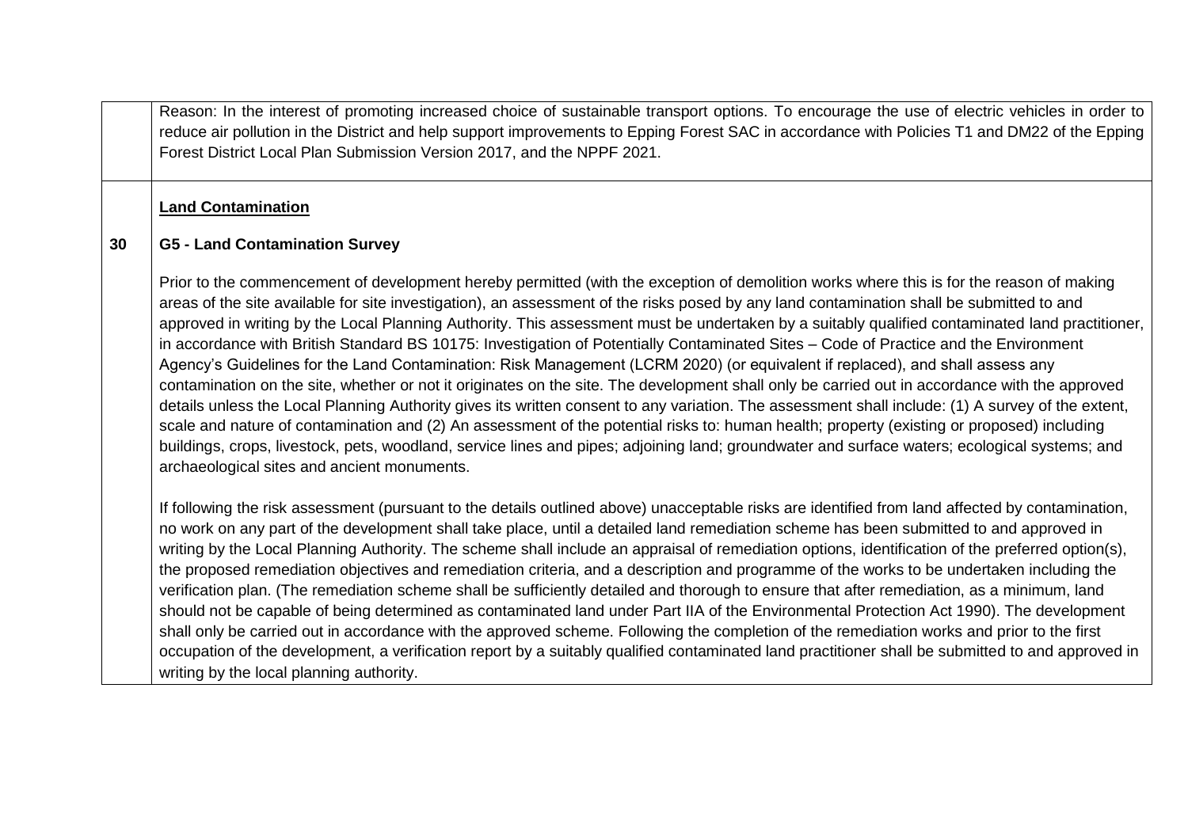| | |
|---|---|
| | Reason: In the interest of promoting increased choice of sustainable transport options. To encourage the use of electric vehicles in order to reduce air pollution in the District and help support improvements to Epping Forest SAC in accordance with Policies T1 and DM22 of the Epping Forest District Local Plan Submission Version 2017, and the NPPF 2021. |
| **30** | <u>**Land Contamination**</u><br><br>**G5 - Land Contamination Survey**<br><br>Prior to the commencement of development hereby permitted (with the exception of demolition works where this is for the reason of making areas of the site available for site investigation), an assessment of the risks posed by any land contamination shall be submitted to and approved in writing by the Local Planning Authority. This assessment must be undertaken by a suitably qualified contaminated land practitioner, in accordance with British Standard BS 10175: Investigation of Potentially Contaminated Sites – Code of Practice and the Environment Agency's Guidelines for the Land Contamination: Risk Management (LCRM 2020) (or equivalent if replaced), and shall assess any contamination on the site, whether or not it originates on the site. The development shall only be carried out in accordance with the approved details unless the Local Planning Authority gives its written consent to any variation. The assessment shall include: (1) A survey of the extent, scale and nature of contamination and (2) An assessment of the potential risks to: human health; property (existing or proposed) including buildings, crops, livestock, pets, woodland, service lines and pipes; adjoining land; groundwater and surface waters; ecological systems; and archaeological sites and ancient monuments.<br><br>If following the risk assessment (pursuant to the details outlined above) unacceptable risks are identified from land affected by contamination, no work on any part of the development shall take place, until a detailed land remediation scheme has been submitted to and approved in writing by the Local Planning Authority. The scheme shall include an appraisal of remediation options, identification of the preferred option(s), the proposed remediation objectives and remediation criteria, and a description and programme of the works to be undertaken including the verification plan. (The remediation scheme shall be sufficiently detailed and thorough to ensure that after remediation, as a minimum, land should not be capable of being determined as contaminated land under Part IIA of the Environmental Protection Act 1990). The development shall only be carried out in accordance with the approved scheme. Following the completion of the remediation works and prior to the first occupation of the development, a verification report by a suitably qualified contaminated land practitioner shall be submitted to and approved in writing by the local planning authority. |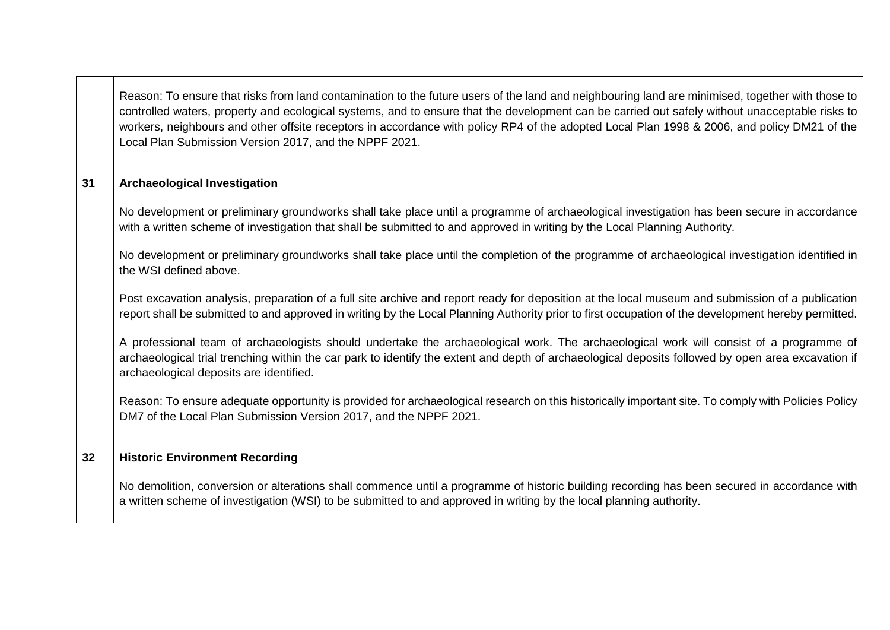| | |
|---|---|
| | Reason: To ensure that risks from land contamination to the future users of the land and neighbouring land are minimised, together with those to controlled waters, property and ecological systems, and to ensure that the development can be carried out safely without unacceptable risks to workers, neighbours and other offsite receptors in accordance with policy RP4 of the adopted Local Plan 1998 & 2006, and policy DM21 of the Local Plan Submission Version 2017, and the NPPF 2021. |
| **31** | **Archaeological Investigation**<br><br>No development or preliminary groundworks shall take place until a programme of archaeological investigation has been secure in accordance with a written scheme of investigation that shall be submitted to and approved in writing by the Local Planning Authority.<br><br>No development or preliminary groundworks shall take place until the completion of the programme of archaeological investigation identified in the WSI defined above.<br><br>Post excavation analysis, preparation of a full site archive and report ready for deposition at the local museum and submission of a publication report shall be submitted to and approved in writing by the Local Planning Authority prior to first occupation of the development hereby permitted.<br><br>A professional team of archaeologists should undertake the archaeological work. The archaeological work will consist of a programme of archaeological trial trenching within the car park to identify the extent and depth of archaeological deposits followed by open area excavation if archaeological deposits are identified.<br><br>Reason: To ensure adequate opportunity is provided for archaeological research on this historically important site. To comply with Policies Policy DM7 of the Local Plan Submission Version 2017, and the NPPF 2021. |
| **32** | **Historic Environment Recording**<br><br>No demolition, conversion or alterations shall commence until a programme of historic building recording has been secured in accordance with a written scheme of investigation (WSI) to be submitted to and approved in writing by the local planning authority. |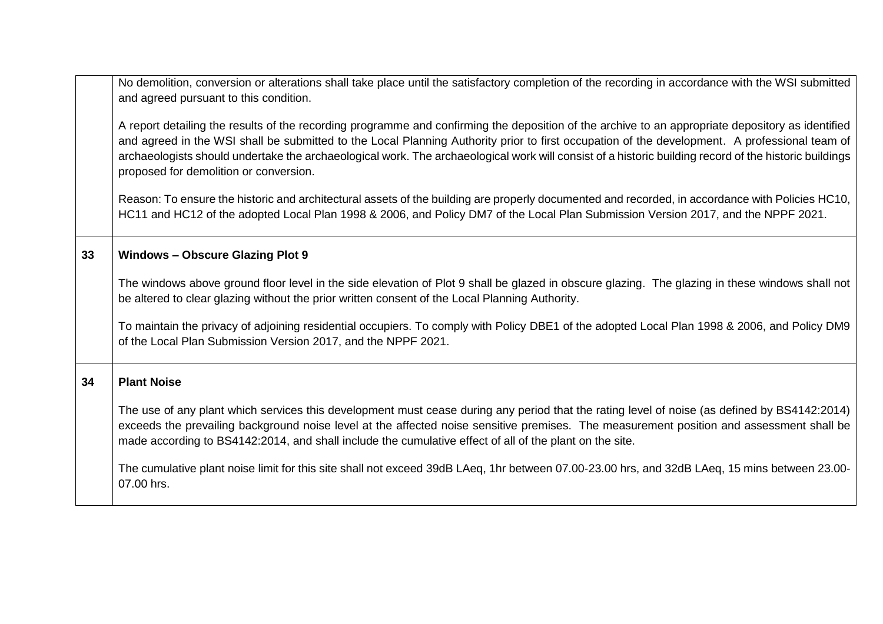| | |
|---|---|
| | No demolition, conversion or alterations shall take place until the satisfactory completion of the recording in accordance with the WSI submitted and agreed pursuant to this condition.<br><br>A report detailing the results of the recording programme and confirming the deposition of the archive to an appropriate depository as identified and agreed in the WSI shall be submitted to the Local Planning Authority prior to first occupation of the development. A professional team of archaeologists should undertake the archaeological work. The archaeological work will consist of a historic building record of the historic buildings proposed for demolition or conversion.<br><br>Reason: To ensure the historic and architectural assets of the building are properly documented and recorded, in accordance with Policies HC10, HC11 and HC12 of the adopted Local Plan 1998 & 2006, and Policy DM7 of the Local Plan Submission Version 2017, and the NPPF 2021. |
| **33** | **Windows – Obscure Glazing Plot 9**<br><br>The windows above ground floor level in the side elevation of Plot 9 shall be glazed in obscure glazing. The glazing in these windows shall not be altered to clear glazing without the prior written consent of the Local Planning Authority.<br><br>To maintain the privacy of adjoining residential occupiers. To comply with Policy DBE1 of the adopted Local Plan 1998 & 2006, and Policy DM9 of the Local Plan Submission Version 2017, and the NPPF 2021. |
| **34** | **Plant Noise**<br><br>The use of any plant which services this development must cease during any period that the rating level of noise (as defined by BS4142:2014) exceeds the prevailing background noise level at the affected noise sensitive premises. The measurement position and assessment shall be made according to BS4142:2014, and shall include the cumulative effect of all of the plant on the site.<br><br>The cumulative plant noise limit for this site shall not exceed 39dB LAeq, 1hr between 07.00-23.00 hrs, and 32dB LAeq, 15 mins between 23.00-07.00 hrs. |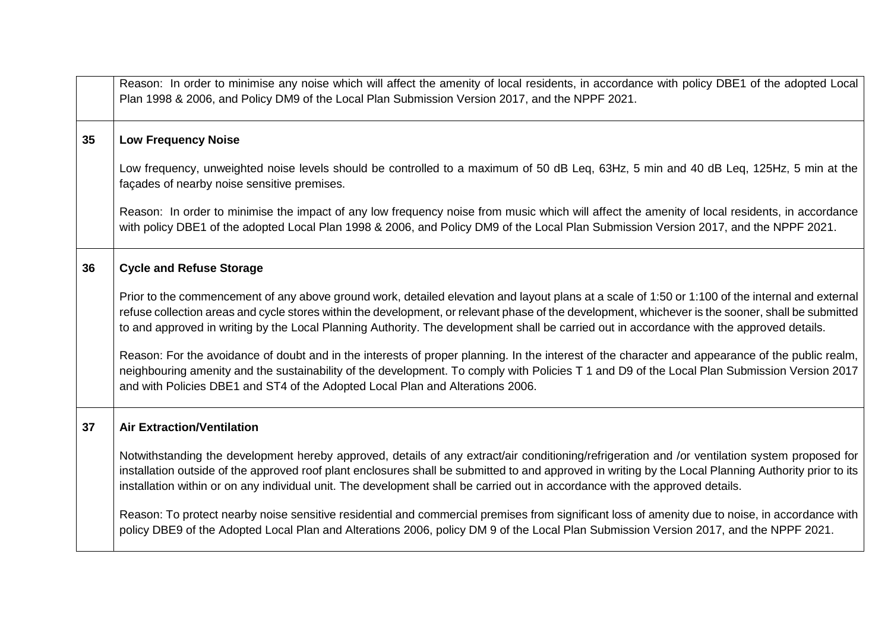| | |
|---|---|
| | Reason: In order to minimise any noise which will affect the amenity of local residents, in accordance with policy DBE1 of the adopted Local Plan 1998 & 2006, and Policy DM9 of the Local Plan Submission Version 2017, and the NPPF 2021. |
| **35** | **Low Frequency Noise**<br><br>Low frequency, unweighted noise levels should be controlled to a maximum of 50 dB Leq, 63Hz, 5 min and 40 dB Leq, 125Hz, 5 min at the façades of nearby noise sensitive premises.<br><br>Reason: In order to minimise the impact of any low frequency noise from music which will affect the amenity of local residents, in accordance with policy DBE1 of the adopted Local Plan 1998 & 2006, and Policy DM9 of the Local Plan Submission Version 2017, and the NPPF 2021. |
| **36** | **Cycle and Refuse Storage**<br><br>Prior to the commencement of any above ground work, detailed elevation and layout plans at a scale of 1:50 or 1:100 of the internal and external refuse collection areas and cycle stores within the development, or relevant phase of the development, whichever is the sooner, shall be submitted to and approved in writing by the Local Planning Authority. The development shall be carried out in accordance with the approved details.<br><br>Reason: For the avoidance of doubt and in the interests of proper planning. In the interest of the character and appearance of the public realm, neighbouring amenity and the sustainability of the development. To comply with Policies T 1 and D9 of the Local Plan Submission Version 2017 and with Policies DBE1 and ST4 of the Adopted Local Plan and Alterations 2006. |
| **37** | **Air Extraction/Ventilation**<br><br>Notwithstanding the development hereby approved, details of any extract/air conditioning/refrigeration and /or ventilation system proposed for installation outside of the approved roof plant enclosures shall be submitted to and approved in writing by the Local Planning Authority prior to its installation within or on any individual unit. The development shall be carried out in accordance with the approved details.<br><br>Reason: To protect nearby noise sensitive residential and commercial premises from significant loss of amenity due to noise, in accordance with policy DBE9 of the Adopted Local Plan and Alterations 2006, policy DM 9 of the Local Plan Submission Version 2017, and the NPPF 2021. |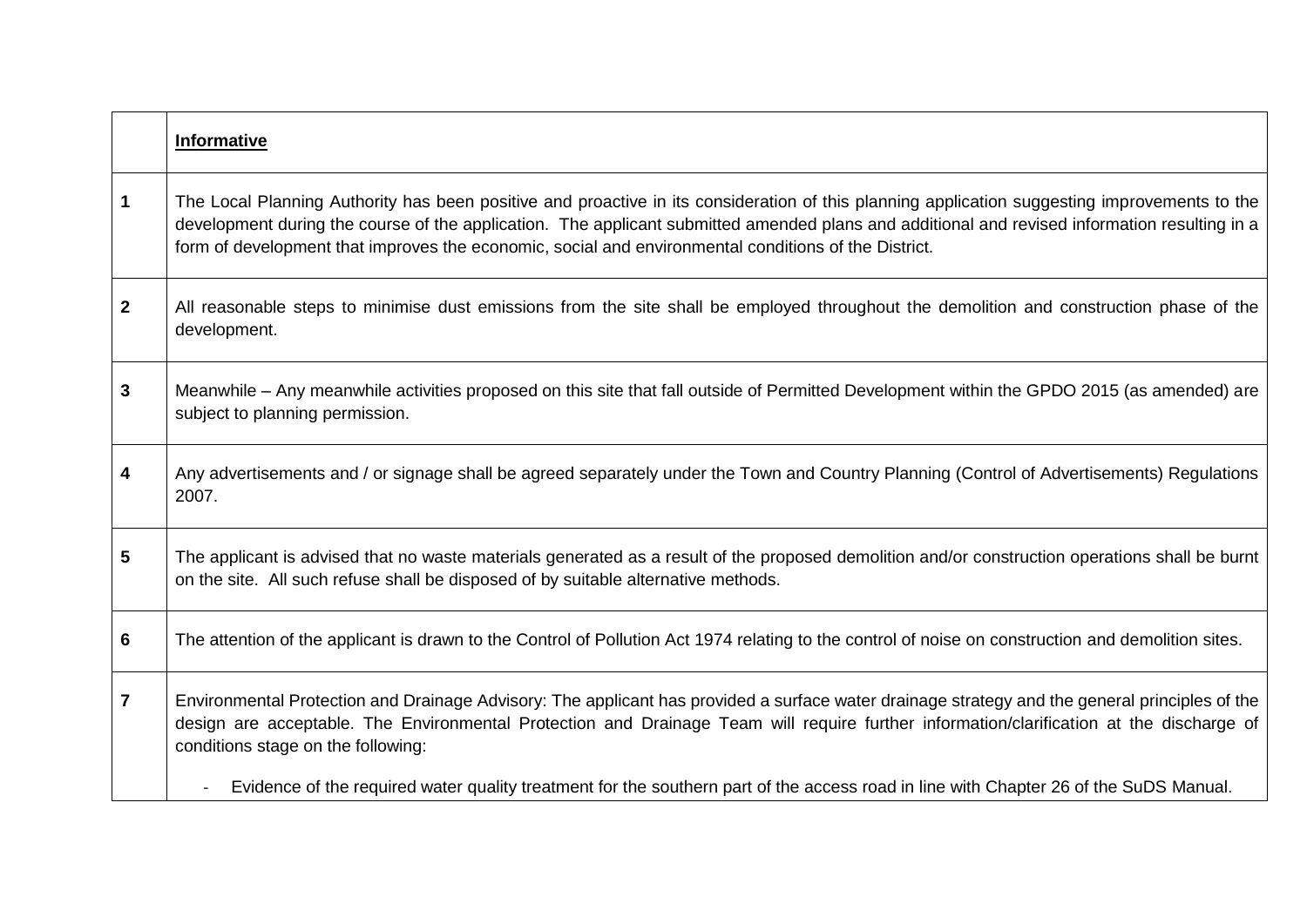| | **Informative** |
|---|---|
| **1** | The Local Planning Authority has been positive and proactive in its consideration of this planning application suggesting improvements to the development during the course of the application. The applicant submitted amended plans and additional and revised information resulting in a form of development that improves the economic, social and environmental conditions of the District. |
| **2** | All reasonable steps to minimise dust emissions from the site shall be employed throughout the demolition and construction phase of the development. |
| **3** | Meanwhile – Any meanwhile activities proposed on this site that fall outside of Permitted Development within the GPDO 2015 (as amended) are subject to planning permission. |
| **4** | Any advertisements and / or signage shall be agreed separately under the Town and Country Planning (Control of Advertisements) Regulations 2007. |
| **5** | The applicant is advised that no waste materials generated as a result of the proposed demolition and/or construction operations shall be burnt on the site. All such refuse shall be disposed of by suitable alternative methods. |
| **6** | The attention of the applicant is drawn to the Control of Pollution Act 1974 relating to the control of noise on construction and demolition sites. |
| **7** | Environmental Protection and Drainage Advisory: The applicant has provided a surface water drainage strategy and the general principles of the design are acceptable. The Environmental Protection and Drainage Team will require further information/clarification at the discharge of conditions stage on the following:<br><br>- Evidence of the required water quality treatment for the southern part of the access road in line with Chapter 26 of the SuDS Manual. |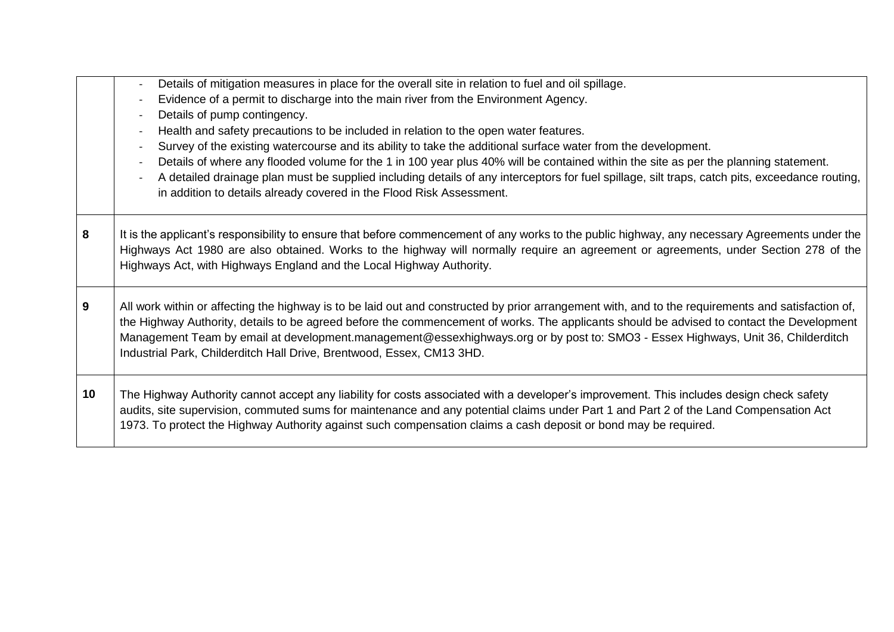| | |
|---|---|
| | - Details of mitigation measures in place for the overall site in relation to fuel and oil spillage.<br>- Evidence of a permit to discharge into the main river from the Environment Agency.<br>- Details of pump contingency.<br>- Health and safety precautions to be included in relation to the open water features.<br>- Survey of the existing watercourse and its ability to take the additional surface water from the development.<br>- Details of where any flooded volume for the 1 in 100 year plus 40% will be contained within the site as per the planning statement.<br>- A detailed drainage plan must be supplied including details of any interceptors for fuel spillage, silt traps, catch pits, exceedance routing, in addition to details already covered in the Flood Risk Assessment. |
| **8** | It is the applicant's responsibility to ensure that before commencement of any works to the public highway, any necessary Agreements under the Highways Act 1980 are also obtained. Works to the highway will normally require an agreement or agreements, under Section 278 of the Highways Act, with Highways England and the Local Highway Authority. |
| **9** | All work within or affecting the highway is to be laid out and constructed by prior arrangement with, and to the requirements and satisfaction of, the Highway Authority, details to be agreed before the commencement of works. The applicants should be advised to contact the Development Management Team by email at development.management@essexhighways.org or by post to: SMO3 - Essex Highways, Unit 36, Childerditch Industrial Park, Childerditch Hall Drive, Brentwood, Essex, CM13 3HD. |
| **10** | The Highway Authority cannot accept any liability for costs associated with a developer's improvement. This includes design check safety audits, site supervision, commuted sums for maintenance and any potential claims under Part 1 and Part 2 of the Land Compensation Act 1973. To protect the Highway Authority against such compensation claims a cash deposit or bond may be required. |